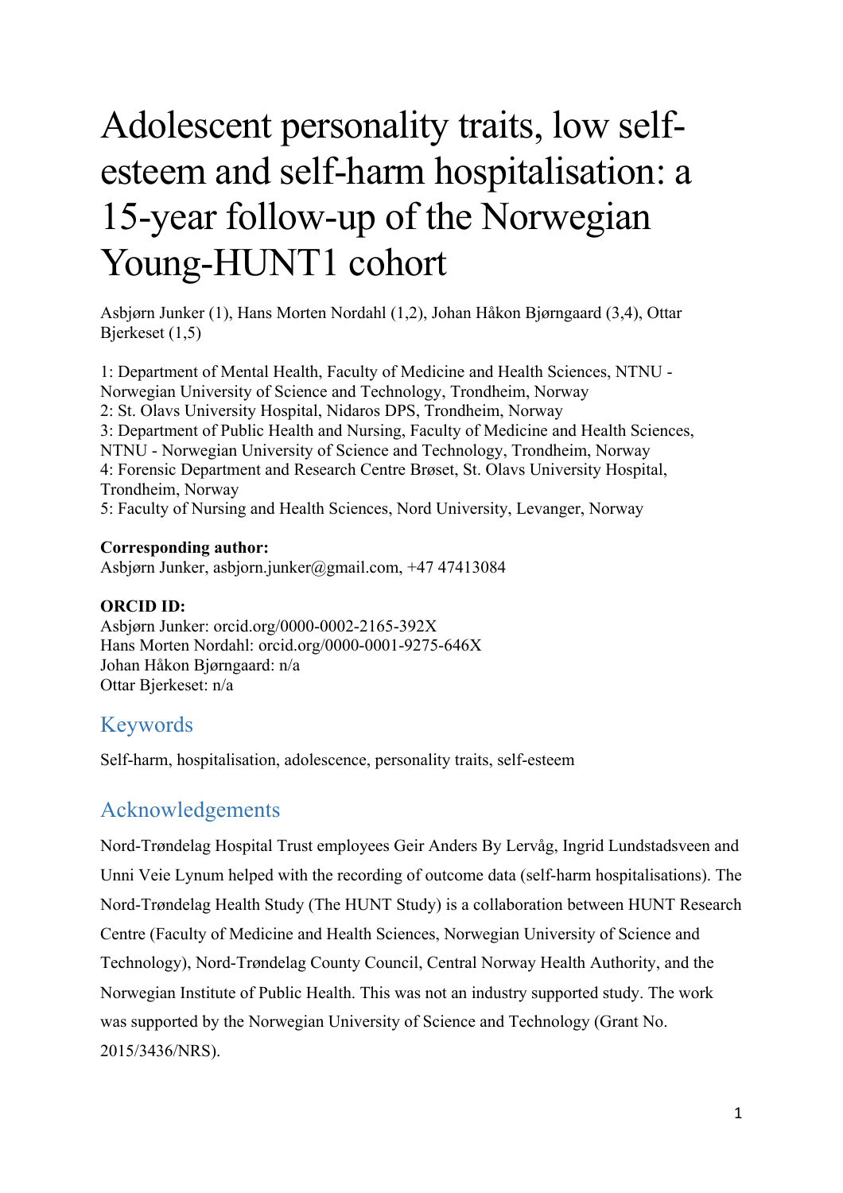# Adolescent personality traits, low self-esteem and self-harm hospitalisation: a 15-year follow-up of the Norwegian Young-HUNT1 cohort

Asbjørn Junker (1), Hans Morten Nordahl (1,2), Johan Håkon Bjørngaard (3,4), Ottar Bjerkeset (1,5)

1: Department of Mental Health, Faculty of Medicine and Health Sciences, NTNU - Norwegian University of Science and Technology, Trondheim, Norway
2: St. Olavs University Hospital, Nidaros DPS, Trondheim, Norway
3: Department of Public Health and Nursing, Faculty of Medicine and Health Sciences, NTNU - Norwegian University of Science and Technology, Trondheim, Norway
4: Forensic Department and Research Centre Brøset, St. Olavs University Hospital, Trondheim, Norway
5: Faculty of Nursing and Health Sciences, Nord University, Levanger, Norway

**Corresponding author:**
Asbjørn Junker, asbjorn.junker@gmail.com, +47 47413084

**ORCID ID:**
Asbjørn Junker: orcid.org/0000-0002-2165-392X
Hans Morten Nordahl: orcid.org/0000-0001-9275-646X
Johan Håkon Bjørngaard: n/a
Ottar Bjerkeset: n/a

## Keywords

Self-harm, hospitalisation, adolescence, personality traits, self-esteem

## Acknowledgements

Nord-Trøndelag Hospital Trust employees Geir Anders By Lervåg, Ingrid Lundstadsveen and Unni Veie Lynum helped with the recording of outcome data (self-harm hospitalisations). The Nord-Trøndelag Health Study (The HUNT Study) is a collaboration between HUNT Research Centre (Faculty of Medicine and Health Sciences, Norwegian University of Science and Technology), Nord-Trøndelag County Council, Central Norway Health Authority, and the Norwegian Institute of Public Health. This was not an industry supported study. The work was supported by the Norwegian University of Science and Technology (Grant No. 2015/3436/NRS).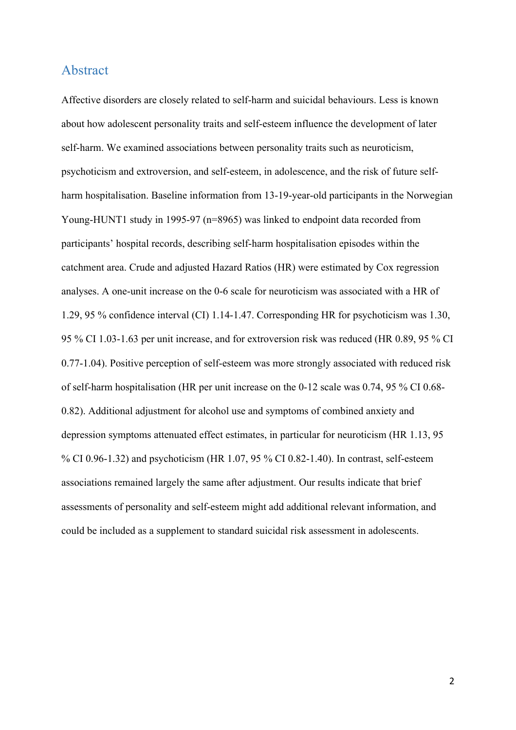## Abstract

Affective disorders are closely related to self-harm and suicidal behaviours. Less is known about how adolescent personality traits and self-esteem influence the development of later self-harm. We examined associations between personality traits such as neuroticism, psychoticism and extroversion, and self-esteem, in adolescence, and the risk of future self-harm hospitalisation. Baseline information from 13-19-year-old participants in the Norwegian Young-HUNT1 study in 1995-97 (n=8965) was linked to endpoint data recorded from participants' hospital records, describing self-harm hospitalisation episodes within the catchment area. Crude and adjusted Hazard Ratios (HR) were estimated by Cox regression analyses. A one-unit increase on the 0-6 scale for neuroticism was associated with a HR of 1.29, 95 % confidence interval (CI) 1.14-1.47. Corresponding HR for psychoticism was 1.30, 95 % CI 1.03-1.63 per unit increase, and for extroversion risk was reduced (HR 0.89, 95 % CI 0.77-1.04). Positive perception of self-esteem was more strongly associated with reduced risk of self-harm hospitalisation (HR per unit increase on the 0-12 scale was 0.74, 95 % CI 0.68-0.82). Additional adjustment for alcohol use and symptoms of combined anxiety and depression symptoms attenuated effect estimates, in particular for neuroticism (HR 1.13, 95 % CI 0.96-1.32) and psychoticism (HR 1.07, 95 % CI 0.82-1.40). In contrast, self-esteem associations remained largely the same after adjustment. Our results indicate that brief assessments of personality and self-esteem might add additional relevant information, and could be included as a supplement to standard suicidal risk assessment in adolescents.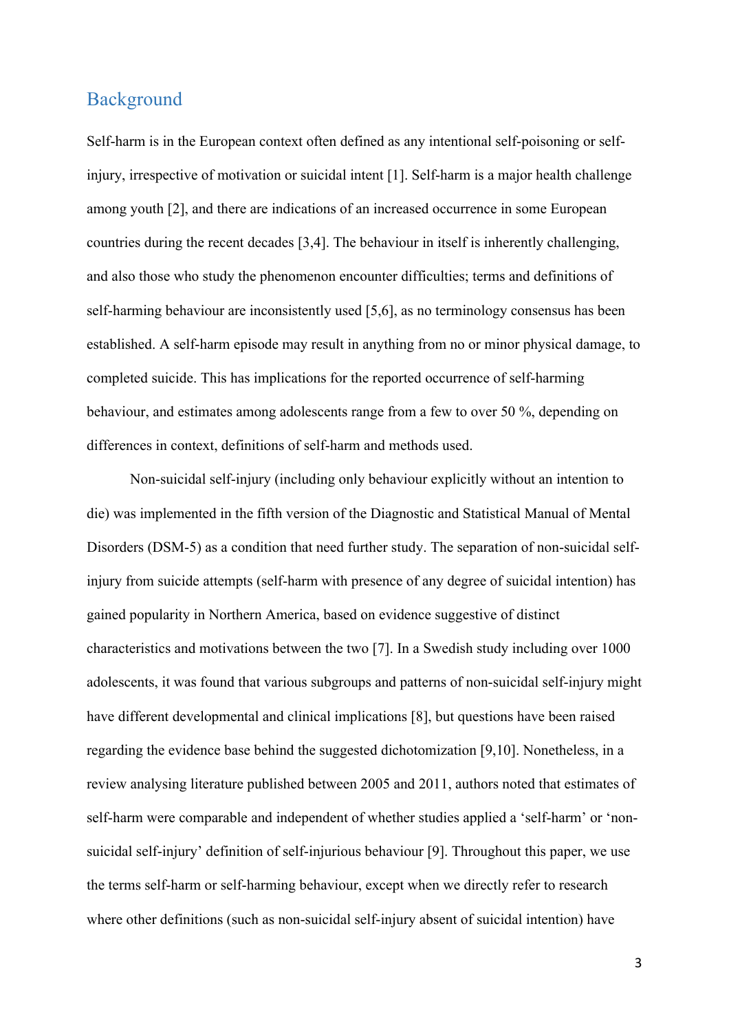## Background

Self-harm is in the European context often defined as any intentional self-poisoning or self-injury, irrespective of motivation or suicidal intent [1]. Self-harm is a major health challenge among youth [2], and there are indications of an increased occurrence in some European countries during the recent decades [3,4]. The behaviour in itself is inherently challenging, and also those who study the phenomenon encounter difficulties; terms and definitions of self-harming behaviour are inconsistently used [5,6], as no terminology consensus has been established. A self-harm episode may result in anything from no or minor physical damage, to completed suicide. This has implications for the reported occurrence of self-harming behaviour, and estimates among adolescents range from a few to over 50 %, depending on differences in context, definitions of self-harm and methods used.

Non-suicidal self-injury (including only behaviour explicitly without an intention to die) was implemented in the fifth version of the Diagnostic and Statistical Manual of Mental Disorders (DSM-5) as a condition that need further study. The separation of non-suicidal self-injury from suicide attempts (self-harm with presence of any degree of suicidal intention) has gained popularity in Northern America, based on evidence suggestive of distinct characteristics and motivations between the two [7]. In a Swedish study including over 1000 adolescents, it was found that various subgroups and patterns of non-suicidal self-injury might have different developmental and clinical implications [8], but questions have been raised regarding the evidence base behind the suggested dichotomization [9,10]. Nonetheless, in a review analysing literature published between 2005 and 2011, authors noted that estimates of self-harm were comparable and independent of whether studies applied a 'self-harm' or 'non-suicidal self-injury' definition of self-injurious behaviour [9]. Throughout this paper, we use the terms self-harm or self-harming behaviour, except when we directly refer to research where other definitions (such as non-suicidal self-injury absent of suicidal intention) have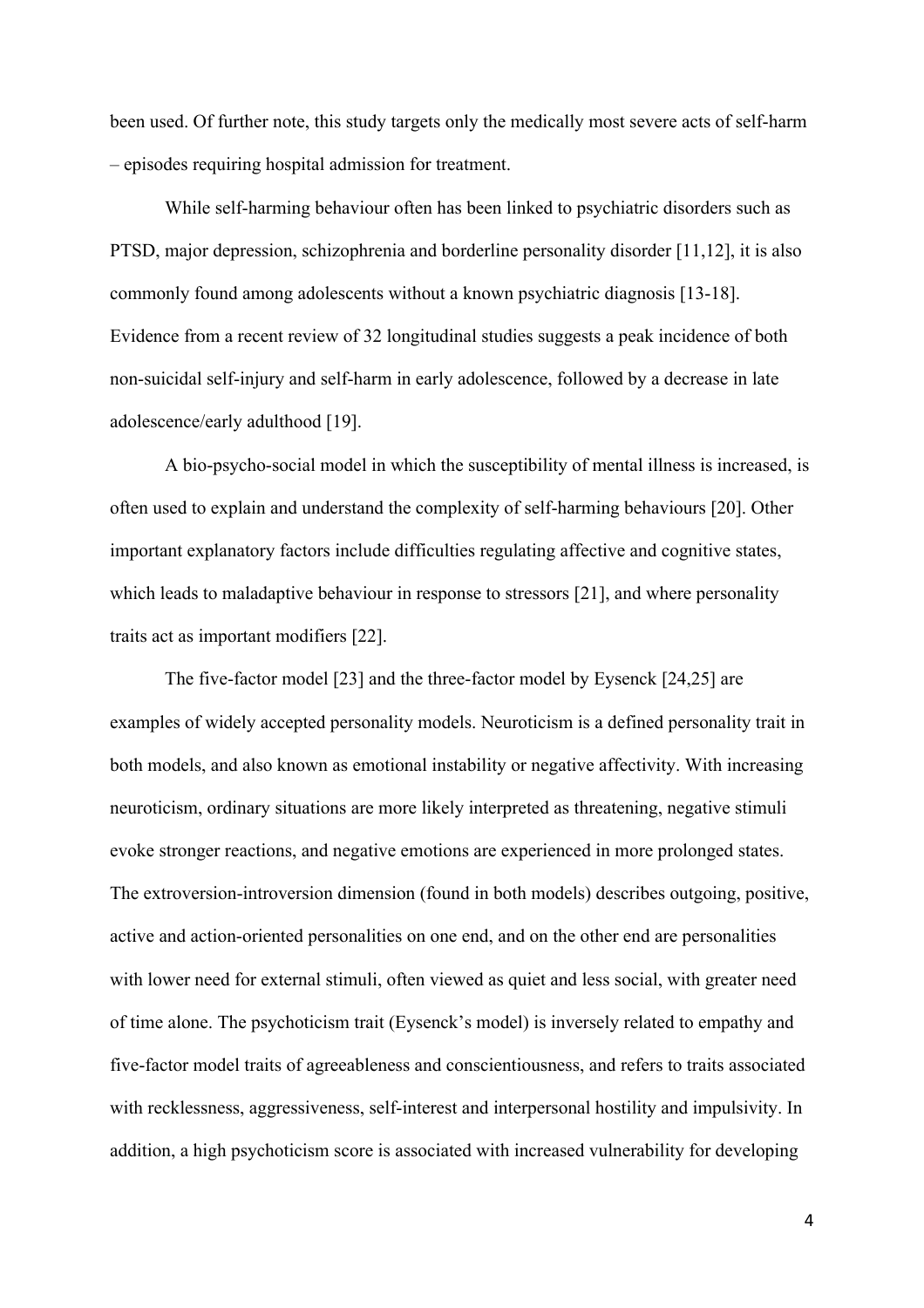been used. Of further note, this study targets only the medically most severe acts of self-harm – episodes requiring hospital admission for treatment.

While self-harming behaviour often has been linked to psychiatric disorders such as PTSD, major depression, schizophrenia and borderline personality disorder [11,12], it is also commonly found among adolescents without a known psychiatric diagnosis [13-18]. Evidence from a recent review of 32 longitudinal studies suggests a peak incidence of both non-suicidal self-injury and self-harm in early adolescence, followed by a decrease in late adolescence/early adulthood [19].

A bio-psycho-social model in which the susceptibility of mental illness is increased, is often used to explain and understand the complexity of self-harming behaviours [20]. Other important explanatory factors include difficulties regulating affective and cognitive states, which leads to maladaptive behaviour in response to stressors [21], and where personality traits act as important modifiers [22].

The five-factor model [23] and the three-factor model by Eysenck [24,25] are examples of widely accepted personality models. Neuroticism is a defined personality trait in both models, and also known as emotional instability or negative affectivity. With increasing neuroticism, ordinary situations are more likely interpreted as threatening, negative stimuli evoke stronger reactions, and negative emotions are experienced in more prolonged states. The extroversion-introversion dimension (found in both models) describes outgoing, positive, active and action-oriented personalities on one end, and on the other end are personalities with lower need for external stimuli, often viewed as quiet and less social, with greater need of time alone. The psychoticism trait (Eysenck's model) is inversely related to empathy and five-factor model traits of agreeableness and conscientiousness, and refers to traits associated with recklessness, aggressiveness, self-interest and interpersonal hostility and impulsivity. In addition, a high psychoticism score is associated with increased vulnerability for developing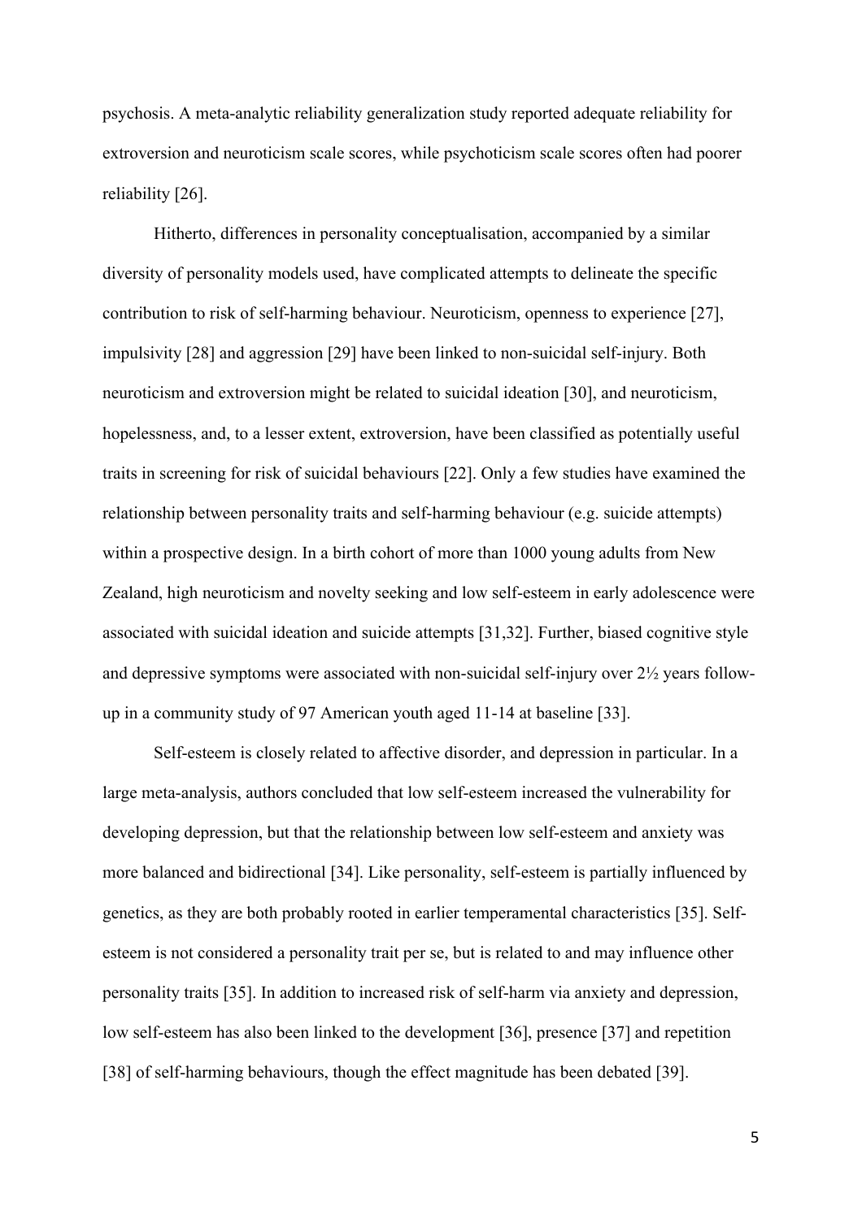psychosis. A meta-analytic reliability generalization study reported adequate reliability for extroversion and neuroticism scale scores, while psychoticism scale scores often had poorer reliability [26].

Hitherto, differences in personality conceptualisation, accompanied by a similar diversity of personality models used, have complicated attempts to delineate the specific contribution to risk of self-harming behaviour. Neuroticism, openness to experience [27], impulsivity [28] and aggression [29] have been linked to non-suicidal self-injury. Both neuroticism and extroversion might be related to suicidal ideation [30], and neuroticism, hopelessness, and, to a lesser extent, extroversion, have been classified as potentially useful traits in screening for risk of suicidal behaviours [22]. Only a few studies have examined the relationship between personality traits and self-harming behaviour (e.g. suicide attempts) within a prospective design. In a birth cohort of more than 1000 young adults from New Zealand, high neuroticism and novelty seeking and low self-esteem in early adolescence were associated with suicidal ideation and suicide attempts [31,32]. Further, biased cognitive style and depressive symptoms were associated with non-suicidal self-injury over 2½ years follow-up in a community study of 97 American youth aged 11-14 at baseline [33].

Self-esteem is closely related to affective disorder, and depression in particular. In a large meta-analysis, authors concluded that low self-esteem increased the vulnerability for developing depression, but that the relationship between low self-esteem and anxiety was more balanced and bidirectional [34]. Like personality, self-esteem is partially influenced by genetics, as they are both probably rooted in earlier temperamental characteristics [35]. Self-esteem is not considered a personality trait per se, but is related to and may influence other personality traits [35]. In addition to increased risk of self-harm via anxiety and depression, low self-esteem has also been linked to the development [36], presence [37] and repetition [38] of self-harming behaviours, though the effect magnitude has been debated [39].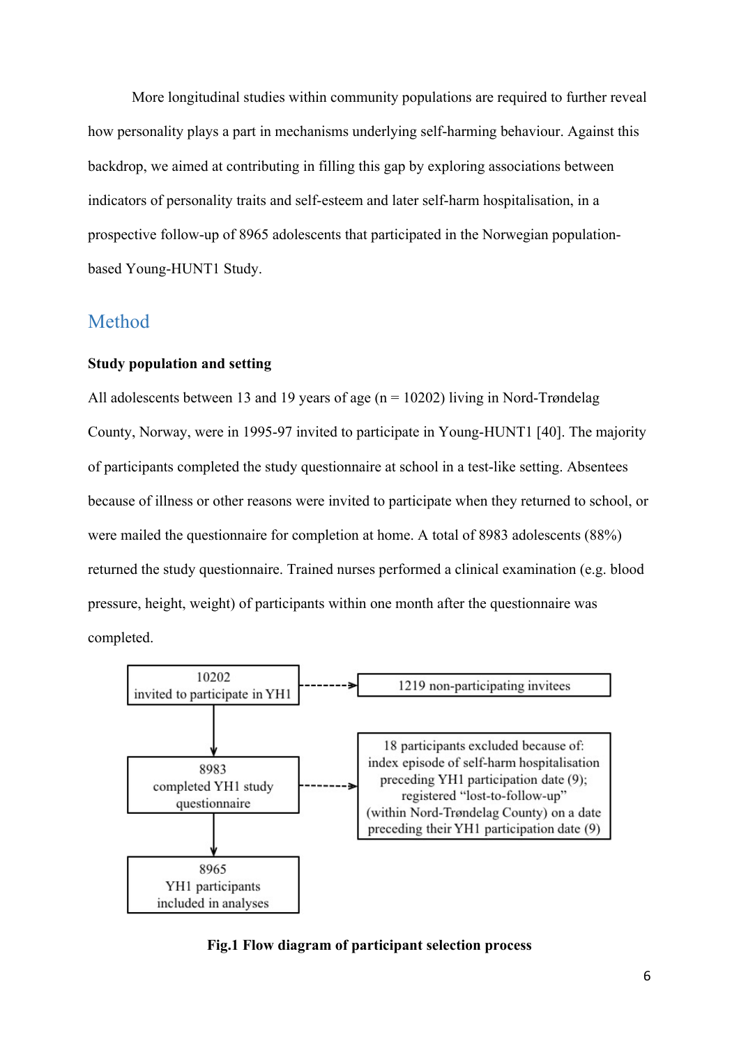More longitudinal studies within community populations are required to further reveal how personality plays a part in mechanisms underlying self-harming behaviour. Against this backdrop, we aimed at contributing in filling this gap by exploring associations between indicators of personality traits and self-esteem and later self-harm hospitalisation, in a prospective follow-up of 8965 adolescents that participated in the Norwegian population-based Young-HUNT1 Study.

# Method

### Study population and setting

All adolescents between 13 and 19 years of age (n = 10202) living in Nord-Trøndelag County, Norway, were in 1995-97 invited to participate in Young-HUNT1 [40]. The majority of participants completed the study questionnaire at school in a test-like setting. Absentees because of illness or other reasons were invited to participate when they returned to school, or were mailed the questionnaire for completion at home. A total of 8983 adolescents (88%) returned the study questionnaire. Trained nurses performed a clinical examination (e.g. blood pressure, height, weight) of participants within one month after the questionnaire was completed.

10202 invited to participate in YH1 → 1219 non-participating invitees

8983 completed YH1 study questionnaire → 18 participants excluded because of: index episode of self-harm hospitalisation preceding YH1 participation date (9); registered "lost-to-follow-up" (within Nord-Trøndelag County) on a date preceding their YH1 participation date (9)

8965 YH1 participants included in analyses

**Fig.1 Flow diagram of participant selection process**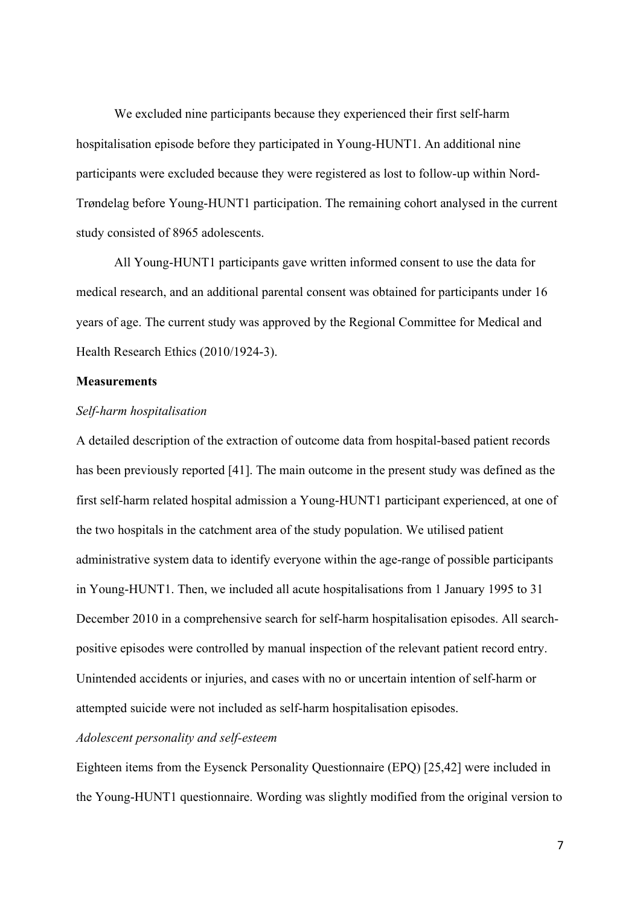We excluded nine participants because they experienced their first self-harm hospitalisation episode before they participated in Young-HUNT1. An additional nine participants were excluded because they were registered as lost to follow-up within Nord-Trøndelag before Young-HUNT1 participation. The remaining cohort analysed in the current study consisted of 8965 adolescents.

All Young-HUNT1 participants gave written informed consent to use the data for medical research, and an additional parental consent was obtained for participants under 16 years of age. The current study was approved by the Regional Committee for Medical and Health Research Ethics (2010/1924-3).

**Measurements**

*Self-harm hospitalisation*

A detailed description of the extraction of outcome data from hospital-based patient records has been previously reported [41]. The main outcome in the present study was defined as the first self-harm related hospital admission a Young-HUNT1 participant experienced, at one of the two hospitals in the catchment area of the study population. We utilised patient administrative system data to identify everyone within the age-range of possible participants in Young-HUNT1. Then, we included all acute hospitalisations from 1 January 1995 to 31 December 2010 in a comprehensive search for self-harm hospitalisation episodes. All search-positive episodes were controlled by manual inspection of the relevant patient record entry. Unintended accidents or injuries, and cases with no or uncertain intention of self-harm or attempted suicide were not included as self-harm hospitalisation episodes.

*Adolescent personality and self-esteem*

Eighteen items from the Eysenck Personality Questionnaire (EPQ) [25,42] were included in the Young-HUNT1 questionnaire. Wording was slightly modified from the original version to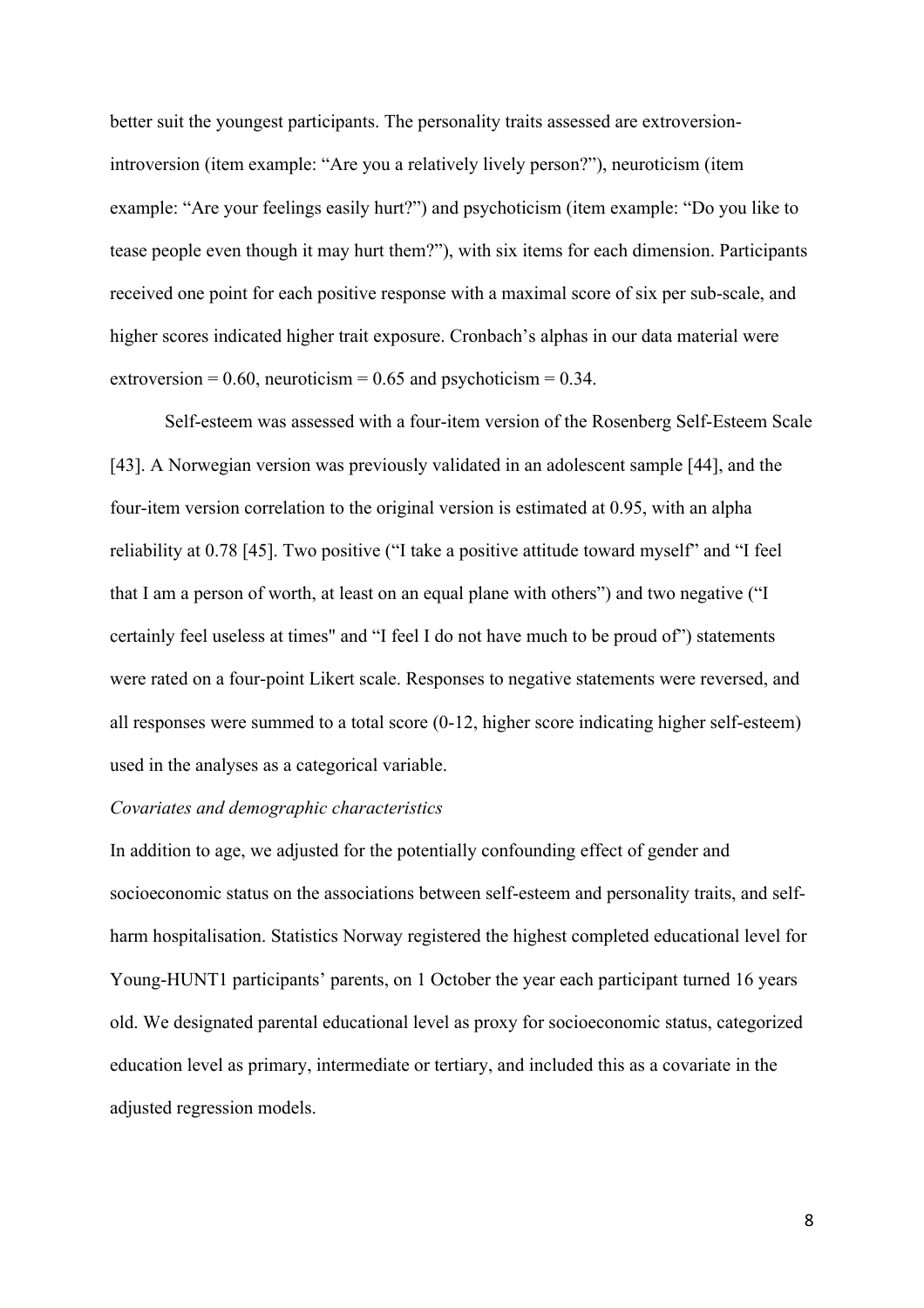better suit the youngest participants. The personality traits assessed are extroversion-introversion (item example: "Are you a relatively lively person?"), neuroticism (item example: "Are your feelings easily hurt?") and psychoticism (item example: "Do you like to tease people even though it may hurt them?"), with six items for each dimension. Participants received one point for each positive response with a maximal score of six per sub-scale, and higher scores indicated higher trait exposure. Cronbach's alphas in our data material were extroversion = 0.60, neuroticism = 0.65 and psychoticism = 0.34.

Self-esteem was assessed with a four-item version of the Rosenberg Self-Esteem Scale [43]. A Norwegian version was previously validated in an adolescent sample [44], and the four-item version correlation to the original version is estimated at 0.95, with an alpha reliability at 0.78 [45]. Two positive ("I take a positive attitude toward myself" and "I feel that I am a person of worth, at least on an equal plane with others") and two negative ("I certainly feel useless at times" and "I feel I do not have much to be proud of") statements were rated on a four-point Likert scale. Responses to negative statements were reversed, and all responses were summed to a total score (0-12, higher score indicating higher self-esteem) used in the analyses as a categorical variable.

*Covariates and demographic characteristics*

In addition to age, we adjusted for the potentially confounding effect of gender and socioeconomic status on the associations between self-esteem and personality traits, and self-harm hospitalisation. Statistics Norway registered the highest completed educational level for Young-HUNT1 participants' parents, on 1 October the year each participant turned 16 years old. We designated parental educational level as proxy for socioeconomic status, categorized education level as primary, intermediate or tertiary, and included this as a covariate in the adjusted regression models.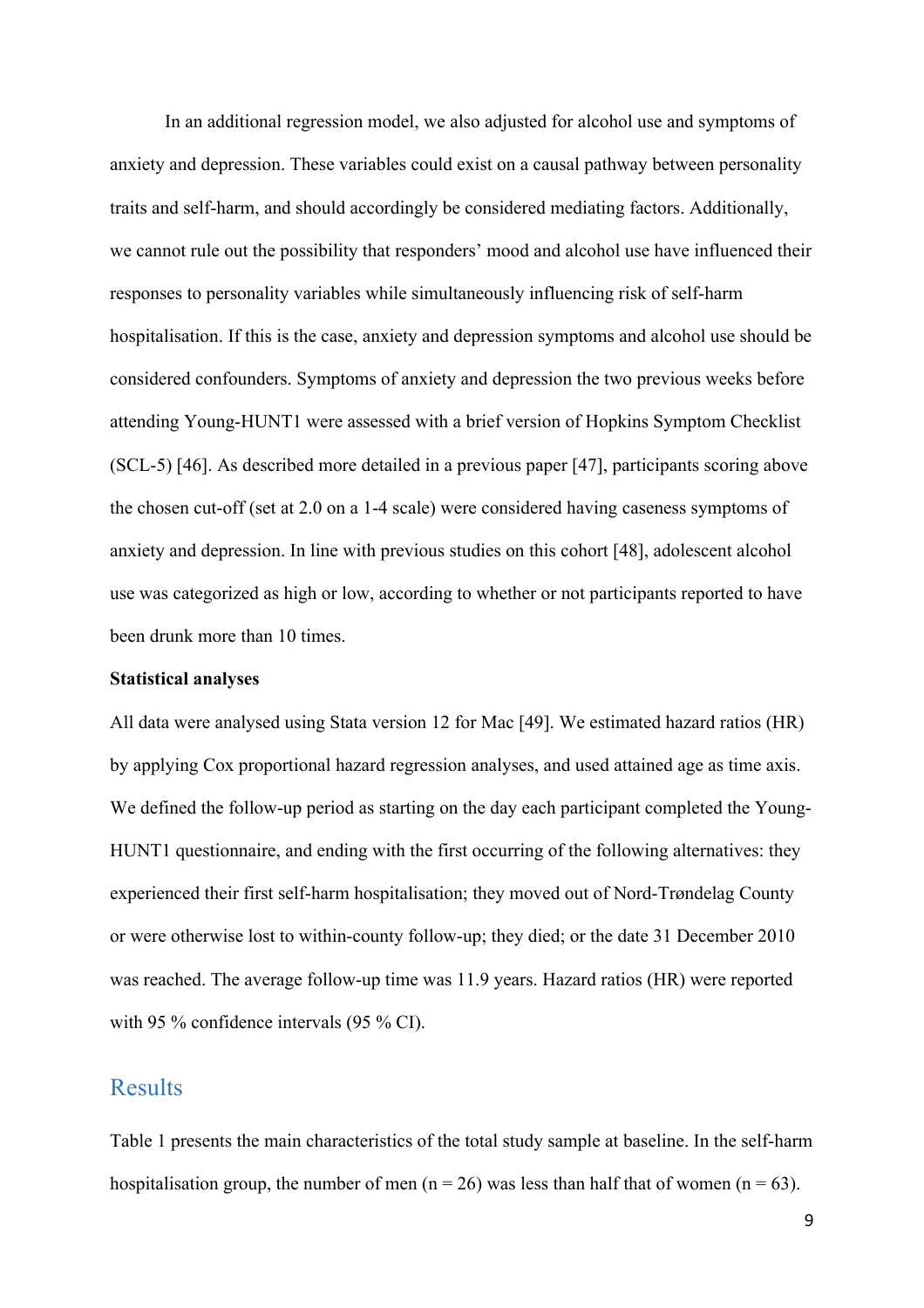In an additional regression model, we also adjusted for alcohol use and symptoms of anxiety and depression. These variables could exist on a causal pathway between personality traits and self-harm, and should accordingly be considered mediating factors. Additionally, we cannot rule out the possibility that responders' mood and alcohol use have influenced their responses to personality variables while simultaneously influencing risk of self-harm hospitalisation. If this is the case, anxiety and depression symptoms and alcohol use should be considered confounders. Symptoms of anxiety and depression the two previous weeks before attending Young-HUNT1 were assessed with a brief version of Hopkins Symptom Checklist (SCL-5) [46]. As described more detailed in a previous paper [47], participants scoring above the chosen cut-off (set at 2.0 on a 1-4 scale) were considered having caseness symptoms of anxiety and depression. In line with previous studies on this cohort [48], adolescent alcohol use was categorized as high or low, according to whether or not participants reported to have been drunk more than 10 times.

**Statistical analyses**

All data were analysed using Stata version 12 for Mac [49]. We estimated hazard ratios (HR) by applying Cox proportional hazard regression analyses, and used attained age as time axis. We defined the follow-up period as starting on the day each participant completed the Young-HUNT1 questionnaire, and ending with the first occurring of the following alternatives: they experienced their first self-harm hospitalisation; they moved out of Nord-Trøndelag County or were otherwise lost to within-county follow-up; they died; or the date 31 December 2010 was reached. The average follow-up time was 11.9 years. Hazard ratios (HR) were reported with 95 % confidence intervals (95 % CI).

## Results

Table 1 presents the main characteristics of the total study sample at baseline. In the self-harm hospitalisation group, the number of men (n = 26) was less than half that of women (n = 63).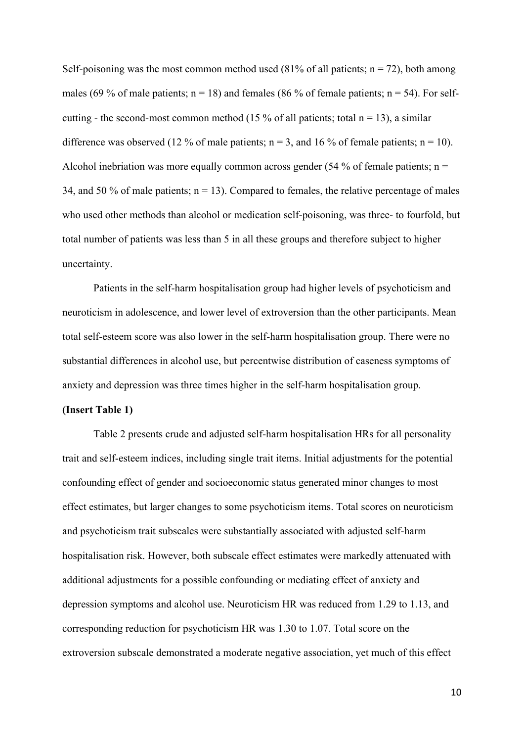Self-poisoning was the most common method used (81% of all patients; n = 72), both among males (69 % of male patients; n = 18) and females (86 % of female patients; n = 54). For self-cutting - the second-most common method (15 % of all patients; total n = 13), a similar difference was observed (12 % of male patients; n = 3, and 16 % of female patients; n = 10). Alcohol inebriation was more equally common across gender (54 % of female patients; n = 34, and 50 % of male patients; n = 13). Compared to females, the relative percentage of males who used other methods than alcohol or medication self-poisoning, was three- to fourfold, but total number of patients was less than 5 in all these groups and therefore subject to higher uncertainty.

Patients in the self-harm hospitalisation group had higher levels of psychoticism and neuroticism in adolescence, and lower level of extroversion than the other participants. Mean total self-esteem score was also lower in the self-harm hospitalisation group. There were no substantial differences in alcohol use, but percentwise distribution of caseness symptoms of anxiety and depression was three times higher in the self-harm hospitalisation group.

**(Insert Table 1)**

Table 2 presents crude and adjusted self-harm hospitalisation HRs for all personality trait and self-esteem indices, including single trait items. Initial adjustments for the potential confounding effect of gender and socioeconomic status generated minor changes to most effect estimates, but larger changes to some psychoticism items. Total scores on neuroticism and psychoticism trait subscales were substantially associated with adjusted self-harm hospitalisation risk. However, both subscale effect estimates were markedly attenuated with additional adjustments for a possible confounding or mediating effect of anxiety and depression symptoms and alcohol use. Neuroticism HR was reduced from 1.29 to 1.13, and corresponding reduction for psychoticism HR was 1.30 to 1.07. Total score on the extroversion subscale demonstrated a moderate negative association, yet much of this effect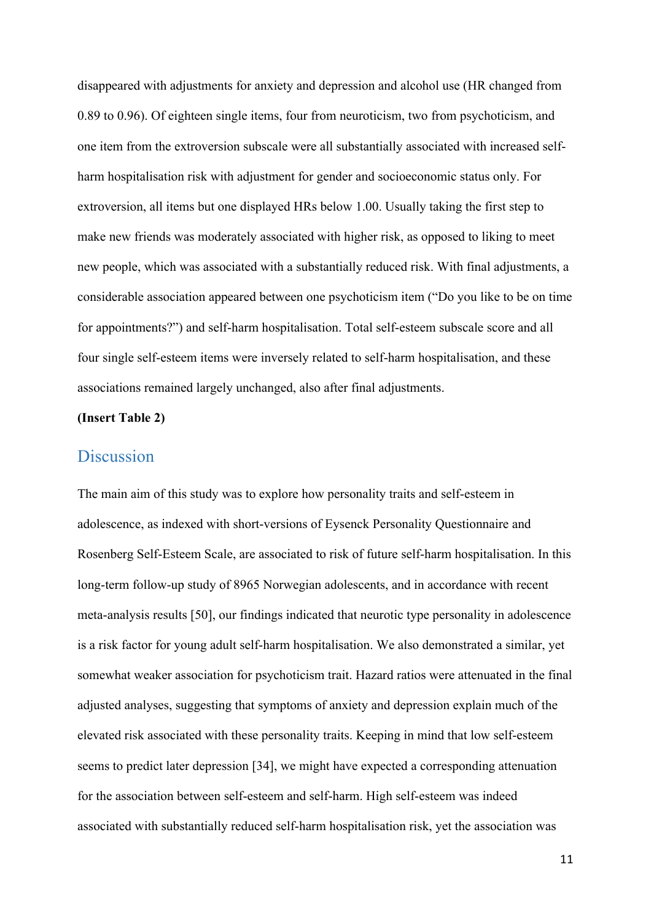disappeared with adjustments for anxiety and depression and alcohol use (HR changed from 0.89 to 0.96). Of eighteen single items, four from neuroticism, two from psychoticism, and one item from the extroversion subscale were all substantially associated with increased self-harm hospitalisation risk with adjustment for gender and socioeconomic status only. For extroversion, all items but one displayed HRs below 1.00. Usually taking the first step to make new friends was moderately associated with higher risk, as opposed to liking to meet new people, which was associated with a substantially reduced risk. With final adjustments, a considerable association appeared between one psychoticism item ("Do you like to be on time for appointments?") and self-harm hospitalisation. Total self-esteem subscale score and all four single self-esteem items were inversely related to self-harm hospitalisation, and these associations remained largely unchanged, also after final adjustments.

**(Insert Table 2)**

## Discussion

The main aim of this study was to explore how personality traits and self-esteem in adolescence, as indexed with short-versions of Eysenck Personality Questionnaire and Rosenberg Self-Esteem Scale, are associated to risk of future self-harm hospitalisation. In this long-term follow-up study of 8965 Norwegian adolescents, and in accordance with recent meta-analysis results [50], our findings indicated that neurotic type personality in adolescence is a risk factor for young adult self-harm hospitalisation. We also demonstrated a similar, yet somewhat weaker association for psychoticism trait. Hazard ratios were attenuated in the final adjusted analyses, suggesting that symptoms of anxiety and depression explain much of the elevated risk associated with these personality traits. Keeping in mind that low self-esteem seems to predict later depression [34], we might have expected a corresponding attenuation for the association between self-esteem and self-harm. High self-esteem was indeed associated with substantially reduced self-harm hospitalisation risk, yet the association was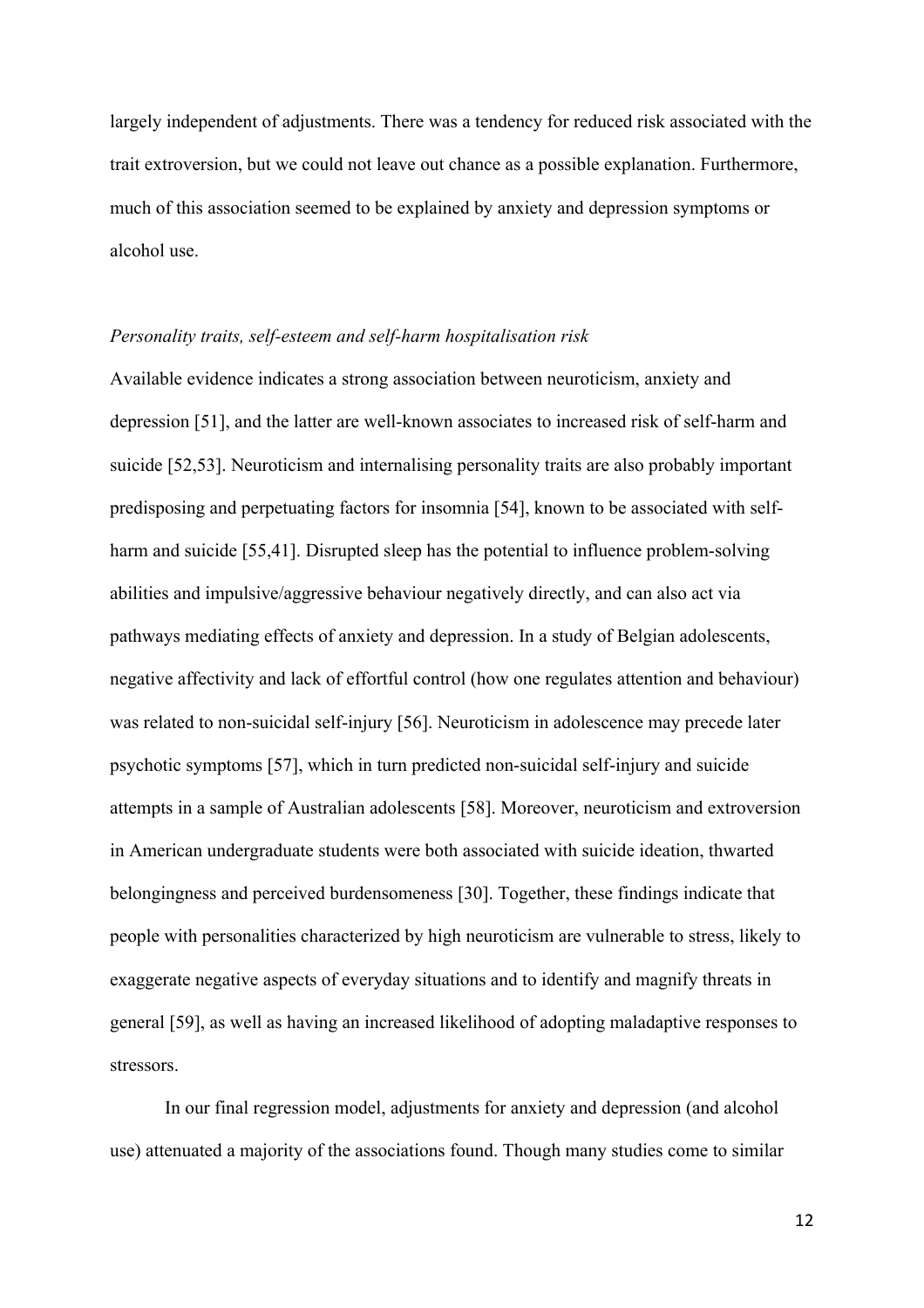largely independent of adjustments. There was a tendency for reduced risk associated with the trait extroversion, but we could not leave out chance as a possible explanation. Furthermore, much of this association seemed to be explained by anxiety and depression symptoms or alcohol use.

### *Personality traits, self-esteem and self-harm hospitalisation risk*

Available evidence indicates a strong association between neuroticism, anxiety and depression [51], and the latter are well-known associates to increased risk of self-harm and suicide [52,53]. Neuroticism and internalising personality traits are also probably important predisposing and perpetuating factors for insomnia [54], known to be associated with self-harm and suicide [55,41]. Disrupted sleep has the potential to influence problem-solving abilities and impulsive/aggressive behaviour negatively directly, and can also act via pathways mediating effects of anxiety and depression. In a study of Belgian adolescents, negative affectivity and lack of effortful control (how one regulates attention and behaviour) was related to non-suicidal self-injury [56]. Neuroticism in adolescence may precede later psychotic symptoms [57], which in turn predicted non-suicidal self-injury and suicide attempts in a sample of Australian adolescents [58]. Moreover, neuroticism and extroversion in American undergraduate students were both associated with suicide ideation, thwarted belongingness and perceived burdensomeness [30]. Together, these findings indicate that people with personalities characterized by high neuroticism are vulnerable to stress, likely to exaggerate negative aspects of everyday situations and to identify and magnify threats in general [59], as well as having an increased likelihood of adopting maladaptive responses to stressors.

In our final regression model, adjustments for anxiety and depression (and alcohol use) attenuated a majority of the associations found. Though many studies come to similar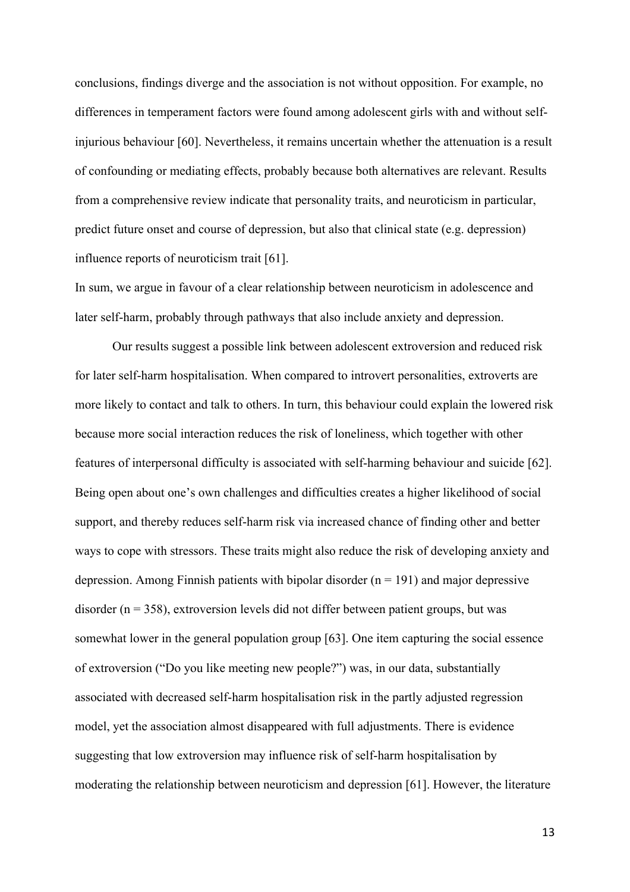conclusions, findings diverge and the association is not without opposition. For example, no differences in temperament factors were found among adolescent girls with and without self-injurious behaviour [60]. Nevertheless, it remains uncertain whether the attenuation is a result of confounding or mediating effects, probably because both alternatives are relevant. Results from a comprehensive review indicate that personality traits, and neuroticism in particular, predict future onset and course of depression, but also that clinical state (e.g. depression) influence reports of neuroticism trait [61].

In sum, we argue in favour of a clear relationship between neuroticism in adolescence and later self-harm, probably through pathways that also include anxiety and depression.

Our results suggest a possible link between adolescent extroversion and reduced risk for later self-harm hospitalisation. When compared to introvert personalities, extroverts are more likely to contact and talk to others. In turn, this behaviour could explain the lowered risk because more social interaction reduces the risk of loneliness, which together with other features of interpersonal difficulty is associated with self-harming behaviour and suicide [62]. Being open about one's own challenges and difficulties creates a higher likelihood of social support, and thereby reduces self-harm risk via increased chance of finding other and better ways to cope with stressors. These traits might also reduce the risk of developing anxiety and depression. Among Finnish patients with bipolar disorder ($n = 191$) and major depressive disorder ($n = 358$), extroversion levels did not differ between patient groups, but was somewhat lower in the general population group [63]. One item capturing the social essence of extroversion ("Do you like meeting new people?") was, in our data, substantially associated with decreased self-harm hospitalisation risk in the partly adjusted regression model, yet the association almost disappeared with full adjustments. There is evidence suggesting that low extroversion may influence risk of self-harm hospitalisation by moderating the relationship between neuroticism and depression [61]. However, the literature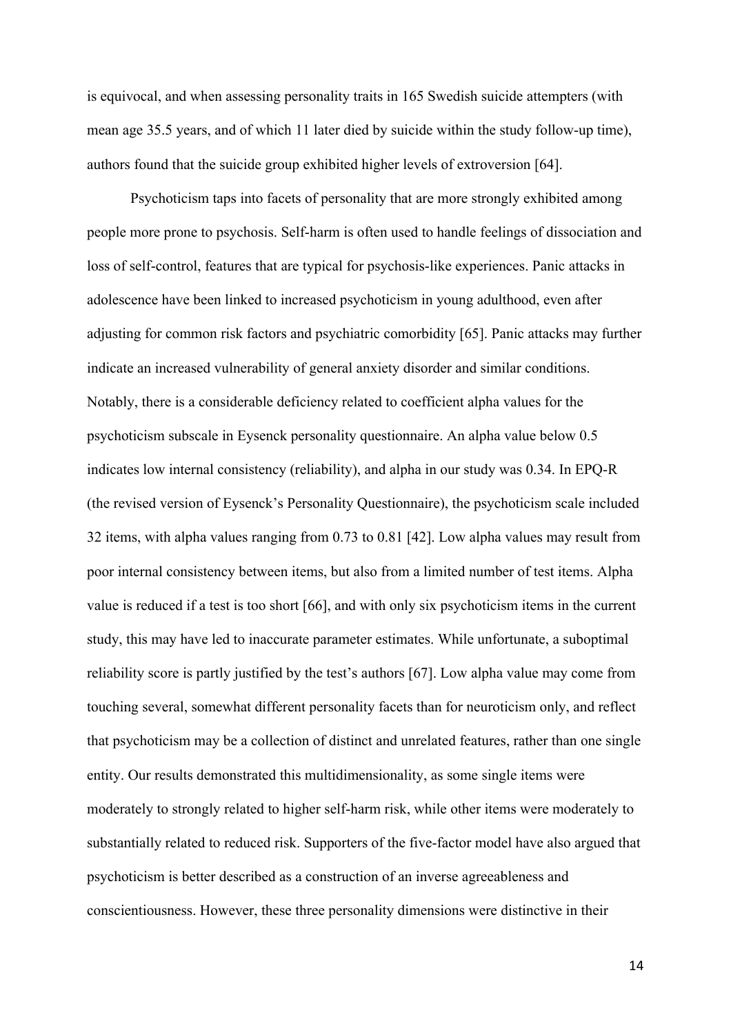is equivocal, and when assessing personality traits in 165 Swedish suicide attempters (with mean age 35.5 years, and of which 11 later died by suicide within the study follow-up time), authors found that the suicide group exhibited higher levels of extroversion [64].

Psychoticism taps into facets of personality that are more strongly exhibited among people more prone to psychosis. Self-harm is often used to handle feelings of dissociation and loss of self-control, features that are typical for psychosis-like experiences. Panic attacks in adolescence have been linked to increased psychoticism in young adulthood, even after adjusting for common risk factors and psychiatric comorbidity [65]. Panic attacks may further indicate an increased vulnerability of general anxiety disorder and similar conditions. Notably, there is a considerable deficiency related to coefficient alpha values for the psychoticism subscale in Eysenck personality questionnaire. An alpha value below 0.5 indicates low internal consistency (reliability), and alpha in our study was 0.34. In EPQ-R (the revised version of Eysenck's Personality Questionnaire), the psychoticism scale included 32 items, with alpha values ranging from 0.73 to 0.81 [42]. Low alpha values may result from poor internal consistency between items, but also from a limited number of test items. Alpha value is reduced if a test is too short [66], and with only six psychoticism items in the current study, this may have led to inaccurate parameter estimates. While unfortunate, a suboptimal reliability score is partly justified by the test's authors [67]. Low alpha value may come from touching several, somewhat different personality facets than for neuroticism only, and reflect that psychoticism may be a collection of distinct and unrelated features, rather than one single entity. Our results demonstrated this multidimensionality, as some single items were moderately to strongly related to higher self-harm risk, while other items were moderately to substantially related to reduced risk. Supporters of the five-factor model have also argued that psychoticism is better described as a construction of an inverse agreeableness and conscientiousness. However, these three personality dimensions were distinctive in their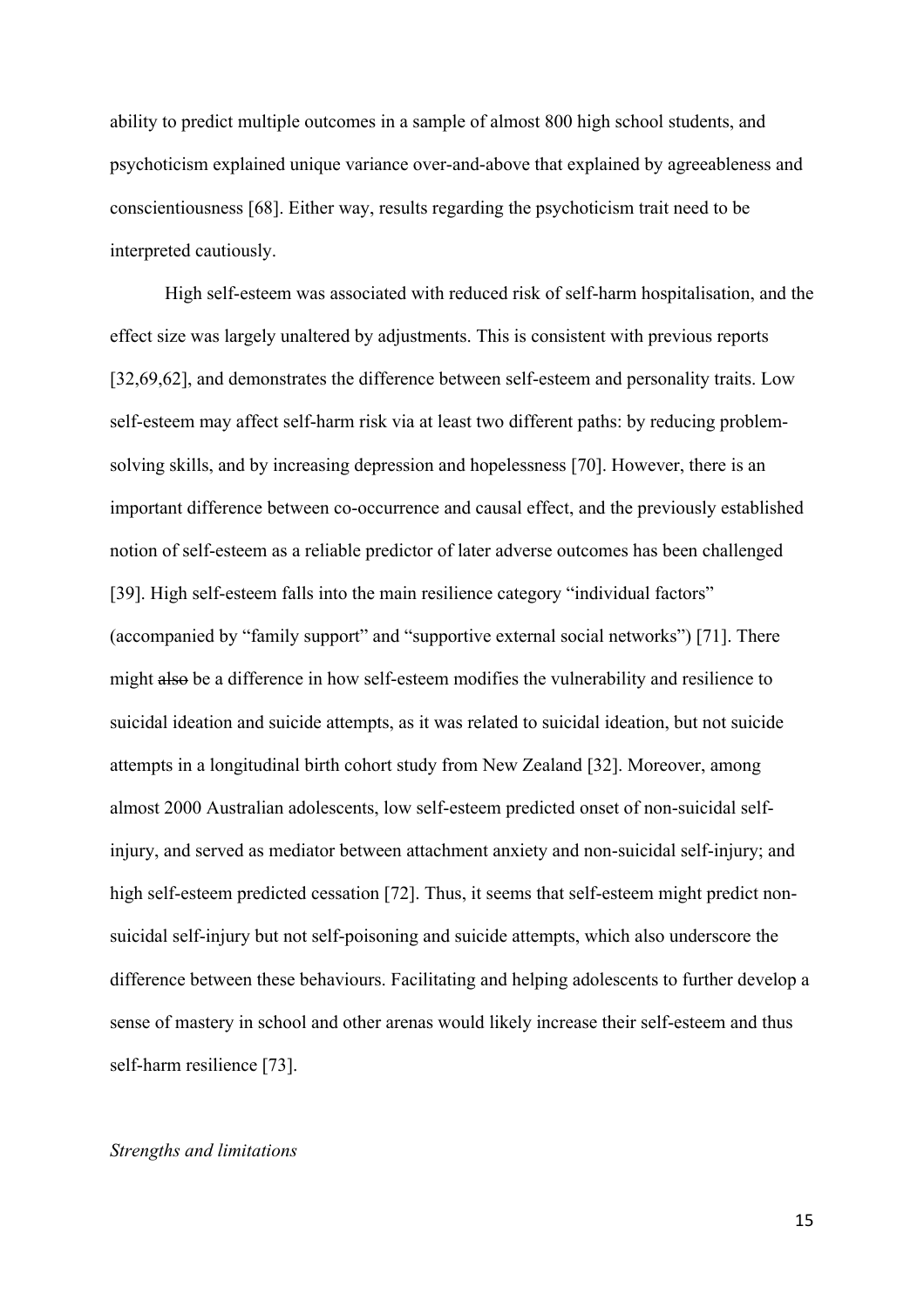ability to predict multiple outcomes in a sample of almost 800 high school students, and psychoticism explained unique variance over-and-above that explained by agreeableness and conscientiousness [68]. Either way, results regarding the psychoticism trait need to be interpreted cautiously.

High self-esteem was associated with reduced risk of self-harm hospitalisation, and the effect size was largely unaltered by adjustments. This is consistent with previous reports [32,69,62], and demonstrates the difference between self-esteem and personality traits. Low self-esteem may affect self-harm risk via at least two different paths: by reducing problem-solving skills, and by increasing depression and hopelessness [70]. However, there is an important difference between co-occurrence and causal effect, and the previously established notion of self-esteem as a reliable predictor of later adverse outcomes has been challenged [39]. High self-esteem falls into the main resilience category "individual factors" (accompanied by "family support" and "supportive external social networks") [71]. There might ~~also~~ be a difference in how self-esteem modifies the vulnerability and resilience to suicidal ideation and suicide attempts, as it was related to suicidal ideation, but not suicide attempts in a longitudinal birth cohort study from New Zealand [32]. Moreover, among almost 2000 Australian adolescents, low self-esteem predicted onset of non-suicidal self-injury, and served as mediator between attachment anxiety and non-suicidal self-injury; and high self-esteem predicted cessation [72]. Thus, it seems that self-esteem might predict non-suicidal self-injury but not self-poisoning and suicide attempts, which also underscore the difference between these behaviours. Facilitating and helping adolescents to further develop a sense of mastery in school and other arenas would likely increase their self-esteem and thus self-harm resilience [73].

*Strengths and limitations*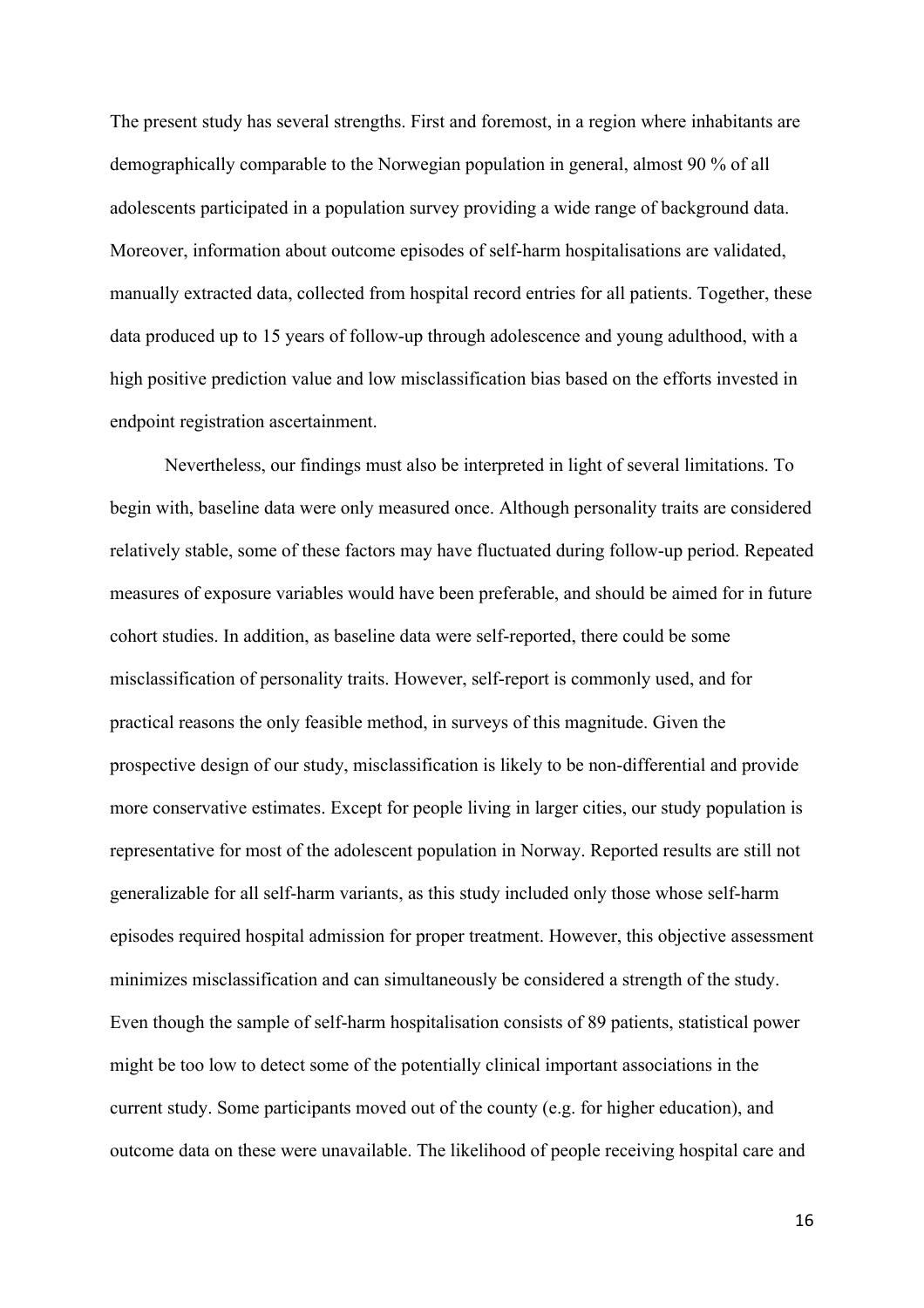The present study has several strengths. First and foremost, in a region where inhabitants are demographically comparable to the Norwegian population in general, almost 90 % of all adolescents participated in a population survey providing a wide range of background data. Moreover, information about outcome episodes of self-harm hospitalisations are validated, manually extracted data, collected from hospital record entries for all patients. Together, these data produced up to 15 years of follow-up through adolescence and young adulthood, with a high positive prediction value and low misclassification bias based on the efforts invested in endpoint registration ascertainment.

Nevertheless, our findings must also be interpreted in light of several limitations. To begin with, baseline data were only measured once. Although personality traits are considered relatively stable, some of these factors may have fluctuated during follow-up period. Repeated measures of exposure variables would have been preferable, and should be aimed for in future cohort studies. In addition, as baseline data were self-reported, there could be some misclassification of personality traits. However, self-report is commonly used, and for practical reasons the only feasible method, in surveys of this magnitude. Given the prospective design of our study, misclassification is likely to be non-differential and provide more conservative estimates. Except for people living in larger cities, our study population is representative for most of the adolescent population in Norway. Reported results are still not generalizable for all self-harm variants, as this study included only those whose self-harm episodes required hospital admission for proper treatment. However, this objective assessment minimizes misclassification and can simultaneously be considered a strength of the study. Even though the sample of self-harm hospitalisation consists of 89 patients, statistical power might be too low to detect some of the potentially clinical important associations in the current study. Some participants moved out of the county (e.g. for higher education), and outcome data on these were unavailable. The likelihood of people receiving hospital care and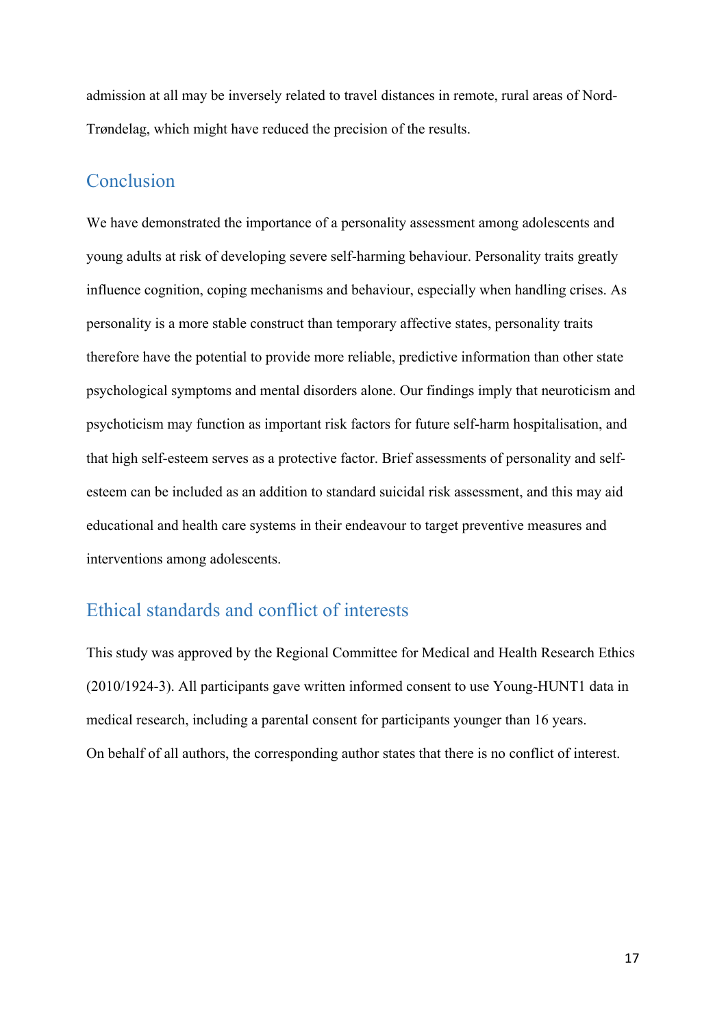admission at all may be inversely related to travel distances in remote, rural areas of Nord-Trøndelag, which might have reduced the precision of the results.

## Conclusion

We have demonstrated the importance of a personality assessment among adolescents and young adults at risk of developing severe self-harming behaviour. Personality traits greatly influence cognition, coping mechanisms and behaviour, especially when handling crises. As personality is a more stable construct than temporary affective states, personality traits therefore have the potential to provide more reliable, predictive information than other state psychological symptoms and mental disorders alone. Our findings imply that neuroticism and psychoticism may function as important risk factors for future self-harm hospitalisation, and that high self-esteem serves as a protective factor. Brief assessments of personality and self-esteem can be included as an addition to standard suicidal risk assessment, and this may aid educational and health care systems in their endeavour to target preventive measures and interventions among adolescents.

## Ethical standards and conflict of interests

This study was approved by the Regional Committee for Medical and Health Research Ethics (2010/1924-3). All participants gave written informed consent to use Young-HUNT1 data in medical research, including a parental consent for participants younger than 16 years.
On behalf of all authors, the corresponding author states that there is no conflict of interest.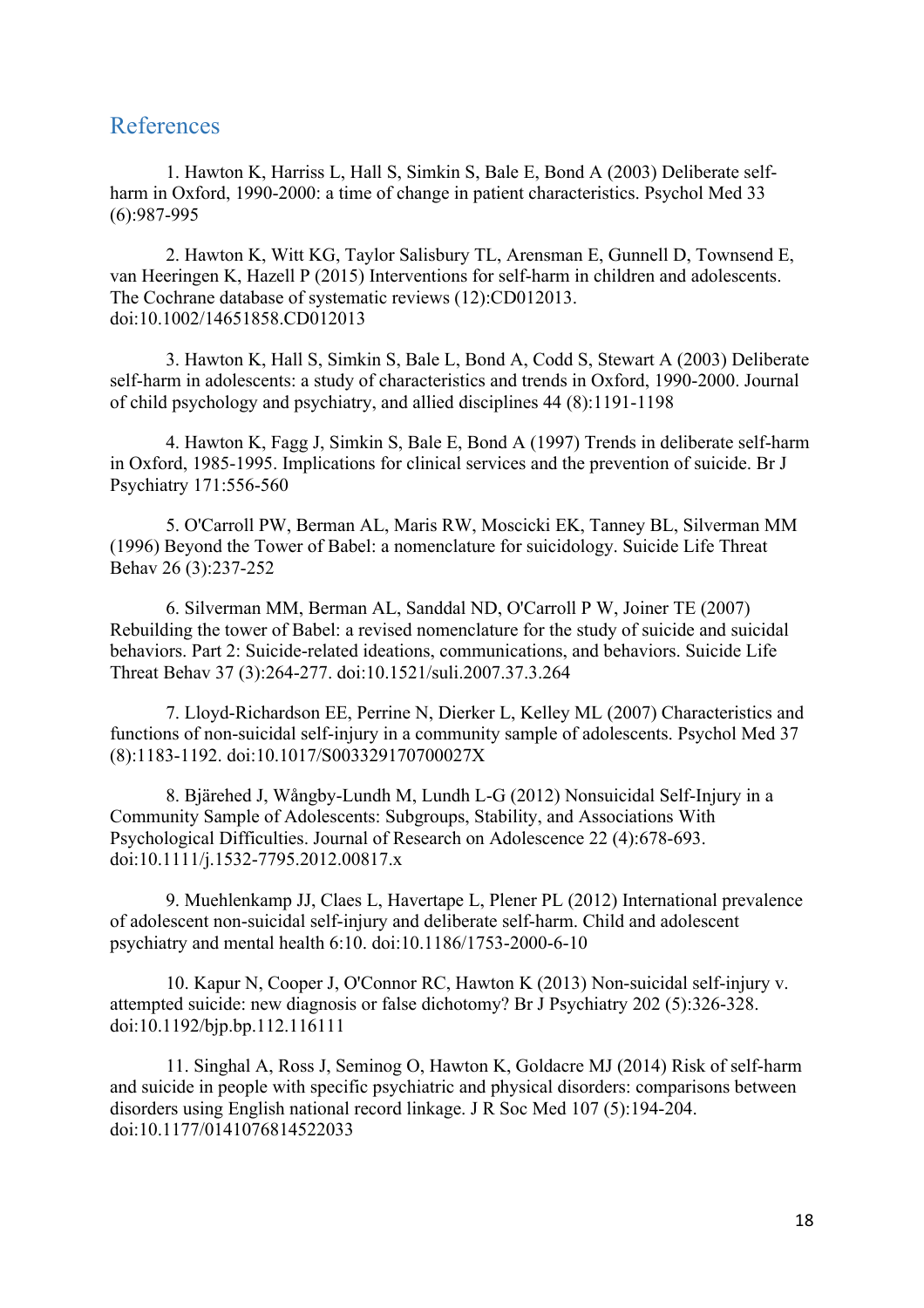## References

1. Hawton K, Harriss L, Hall S, Simkin S, Bale E, Bond A (2003) Deliberate self-harm in Oxford, 1990-2000: a time of change in patient characteristics. Psychol Med 33 (6):987-995

2. Hawton K, Witt KG, Taylor Salisbury TL, Arensman E, Gunnell D, Townsend E, van Heeringen K, Hazell P (2015) Interventions for self-harm in children and adolescents. The Cochrane database of systematic reviews (12):CD012013. doi:10.1002/14651858.CD012013

3. Hawton K, Hall S, Simkin S, Bale L, Bond A, Codd S, Stewart A (2003) Deliberate self-harm in adolescents: a study of characteristics and trends in Oxford, 1990-2000. Journal of child psychology and psychiatry, and allied disciplines 44 (8):1191-1198

4. Hawton K, Fagg J, Simkin S, Bale E, Bond A (1997) Trends in deliberate self-harm in Oxford, 1985-1995. Implications for clinical services and the prevention of suicide. Br J Psychiatry 171:556-560

5. O'Carroll PW, Berman AL, Maris RW, Moscicki EK, Tanney BL, Silverman MM (1996) Beyond the Tower of Babel: a nomenclature for suicidology. Suicide Life Threat Behav 26 (3):237-252

6. Silverman MM, Berman AL, Sanddal ND, O'Carroll P W, Joiner TE (2007) Rebuilding the tower of Babel: a revised nomenclature for the study of suicide and suicidal behaviors. Part 2: Suicide-related ideations, communications, and behaviors. Suicide Life Threat Behav 37 (3):264-277. doi:10.1521/suli.2007.37.3.264

7. Lloyd-Richardson EE, Perrine N, Dierker L, Kelley ML (2007) Characteristics and functions of non-suicidal self-injury in a community sample of adolescents. Psychol Med 37 (8):1183-1192. doi:10.1017/S003329170700027X

8. Bjärehed J, Wångby-Lundh M, Lundh L-G (2012) Nonsuicidal Self-Injury in a Community Sample of Adolescents: Subgroups, Stability, and Associations With Psychological Difficulties. Journal of Research on Adolescence 22 (4):678-693. doi:10.1111/j.1532-7795.2012.00817.x

9. Muehlenkamp JJ, Claes L, Havertape L, Plener PL (2012) International prevalence of adolescent non-suicidal self-injury and deliberate self-harm. Child and adolescent psychiatry and mental health 6:10. doi:10.1186/1753-2000-6-10

10. Kapur N, Cooper J, O'Connor RC, Hawton K (2013) Non-suicidal self-injury v. attempted suicide: new diagnosis or false dichotomy? Br J Psychiatry 202 (5):326-328. doi:10.1192/bjp.bp.112.116111

11. Singhal A, Ross J, Seminog O, Hawton K, Goldacre MJ (2014) Risk of self-harm and suicide in people with specific psychiatric and physical disorders: comparisons between disorders using English national record linkage. J R Soc Med 107 (5):194-204. doi:10.1177/0141076814522033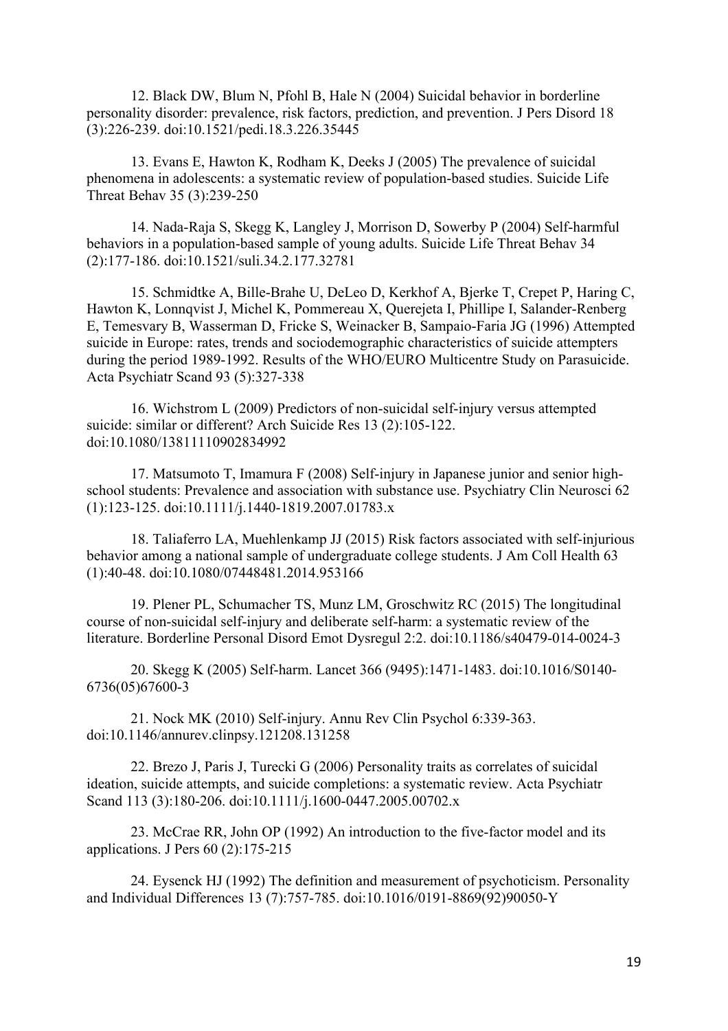12. Black DW, Blum N, Pfohl B, Hale N (2004) Suicidal behavior in borderline personality disorder: prevalence, risk factors, prediction, and prevention. J Pers Disord 18 (3):226-239. doi:10.1521/pedi.18.3.226.35445

13. Evans E, Hawton K, Rodham K, Deeks J (2005) The prevalence of suicidal phenomena in adolescents: a systematic review of population-based studies. Suicide Life Threat Behav 35 (3):239-250

14. Nada-Raja S, Skegg K, Langley J, Morrison D, Sowerby P (2004) Self-harmful behaviors in a population-based sample of young adults. Suicide Life Threat Behav 34 (2):177-186. doi:10.1521/suli.34.2.177.32781

15. Schmidtke A, Bille-Brahe U, DeLeo D, Kerkhof A, Bjerke T, Crepet P, Haring C, Hawton K, Lonnqvist J, Michel K, Pommereau X, Querejeta I, Phillipe I, Salander-Renberg E, Temesvary B, Wasserman D, Fricke S, Weinacker B, Sampaio-Faria JG (1996) Attempted suicide in Europe: rates, trends and sociodemographic characteristics of suicide attempters during the period 1989-1992. Results of the WHO/EURO Multicentre Study on Parasuicide. Acta Psychiatr Scand 93 (5):327-338

16. Wichstrom L (2009) Predictors of non-suicidal self-injury versus attempted suicide: similar or different? Arch Suicide Res 13 (2):105-122. doi:10.1080/13811110902834992

17. Matsumoto T, Imamura F (2008) Self-injury in Japanese junior and senior high-school students: Prevalence and association with substance use. Psychiatry Clin Neurosci 62 (1):123-125. doi:10.1111/j.1440-1819.2007.01783.x

18. Taliaferro LA, Muehlenkamp JJ (2015) Risk factors associated with self-injurious behavior among a national sample of undergraduate college students. J Am Coll Health 63 (1):40-48. doi:10.1080/07448481.2014.953166

19. Plener PL, Schumacher TS, Munz LM, Groschwitz RC (2015) The longitudinal course of non-suicidal self-injury and deliberate self-harm: a systematic review of the literature. Borderline Personal Disord Emot Dysregul 2:2. doi:10.1186/s40479-014-0024-3

20. Skegg K (2005) Self-harm. Lancet 366 (9495):1471-1483. doi:10.1016/S0140-6736(05)67600-3

21. Nock MK (2010) Self-injury. Annu Rev Clin Psychol 6:339-363. doi:10.1146/annurev.clinpsy.121208.131258

22. Brezo J, Paris J, Turecki G (2006) Personality traits as correlates of suicidal ideation, suicide attempts, and suicide completions: a systematic review. Acta Psychiatr Scand 113 (3):180-206. doi:10.1111/j.1600-0447.2005.00702.x

23. McCrae RR, John OP (1992) An introduction to the five-factor model and its applications. J Pers 60 (2):175-215

24. Eysenck HJ (1992) The definition and measurement of psychoticism. Personality and Individual Differences 13 (7):757-785. doi:10.1016/0191-8869(92)90050-Y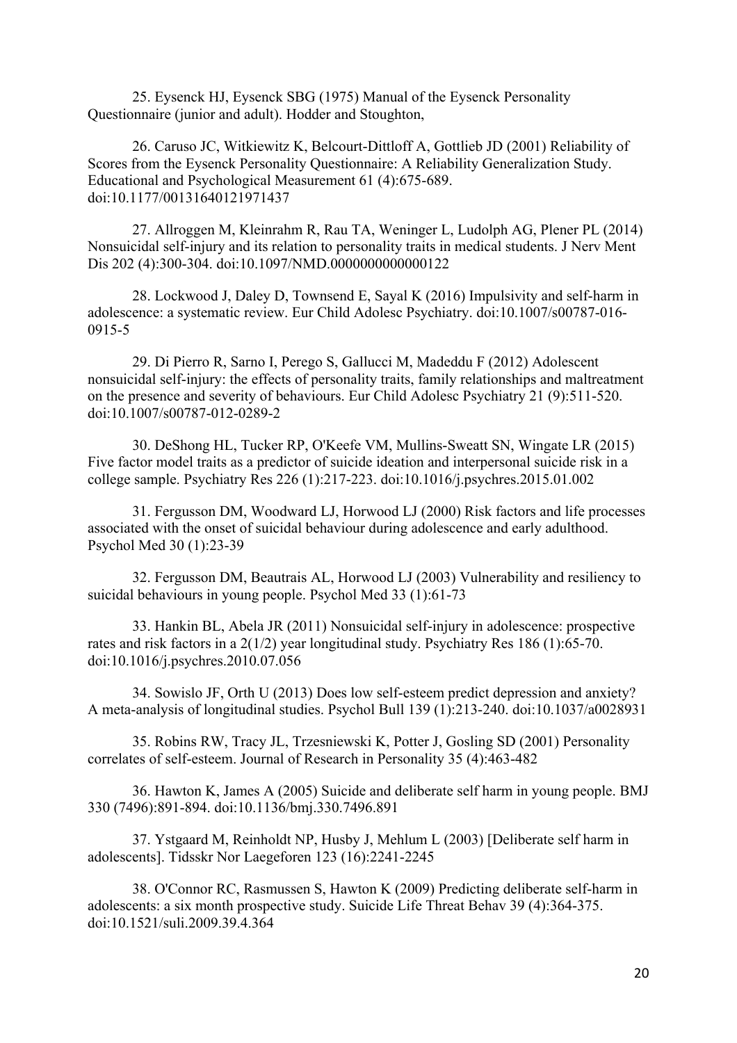25. Eysenck HJ, Eysenck SBG (1975) Manual of the Eysenck Personality Questionnaire (junior and adult). Hodder and Stoughton,

26. Caruso JC, Witkiewitz K, Belcourt-Dittloff A, Gottlieb JD (2001) Reliability of Scores from the Eysenck Personality Questionnaire: A Reliability Generalization Study. Educational and Psychological Measurement 61 (4):675-689. doi:10.1177/00131640121971437

27. Allroggen M, Kleinrahm R, Rau TA, Weninger L, Ludolph AG, Plener PL (2014) Nonsuicidal self-injury and its relation to personality traits in medical students. J Nerv Ment Dis 202 (4):300-304. doi:10.1097/NMD.0000000000000122

28. Lockwood J, Daley D, Townsend E, Sayal K (2016) Impulsivity and self-harm in adolescence: a systematic review. Eur Child Adolesc Psychiatry. doi:10.1007/s00787-016-0915-5

29. Di Pierro R, Sarno I, Perego S, Gallucci M, Madeddu F (2012) Adolescent nonsuicidal self-injury: the effects of personality traits, family relationships and maltreatment on the presence and severity of behaviours. Eur Child Adolesc Psychiatry 21 (9):511-520. doi:10.1007/s00787-012-0289-2

30. DeShong HL, Tucker RP, O'Keefe VM, Mullins-Sweatt SN, Wingate LR (2015) Five factor model traits as a predictor of suicide ideation and interpersonal suicide risk in a college sample. Psychiatry Res 226 (1):217-223. doi:10.1016/j.psychres.2015.01.002

31. Fergusson DM, Woodward LJ, Horwood LJ (2000) Risk factors and life processes associated with the onset of suicidal behaviour during adolescence and early adulthood. Psychol Med 30 (1):23-39

32. Fergusson DM, Beautrais AL, Horwood LJ (2003) Vulnerability and resiliency to suicidal behaviours in young people. Psychol Med 33 (1):61-73

33. Hankin BL, Abela JR (2011) Nonsuicidal self-injury in adolescence: prospective rates and risk factors in a 2(1/2) year longitudinal study. Psychiatry Res 186 (1):65-70. doi:10.1016/j.psychres.2010.07.056

34. Sowislo JF, Orth U (2013) Does low self-esteem predict depression and anxiety? A meta-analysis of longitudinal studies. Psychol Bull 139 (1):213-240. doi:10.1037/a0028931

35. Robins RW, Tracy JL, Trzesniewski K, Potter J, Gosling SD (2001) Personality correlates of self-esteem. Journal of Research in Personality 35 (4):463-482

36. Hawton K, James A (2005) Suicide and deliberate self harm in young people. BMJ 330 (7496):891-894. doi:10.1136/bmj.330.7496.891

37. Ystgaard M, Reinholdt NP, Husby J, Mehlum L (2003) [Deliberate self harm in adolescents]. Tidsskr Nor Laegeforen 123 (16):2241-2245

38. O'Connor RC, Rasmussen S, Hawton K (2009) Predicting deliberate self-harm in adolescents: a six month prospective study. Suicide Life Threat Behav 39 (4):364-375. doi:10.1521/suli.2009.39.4.364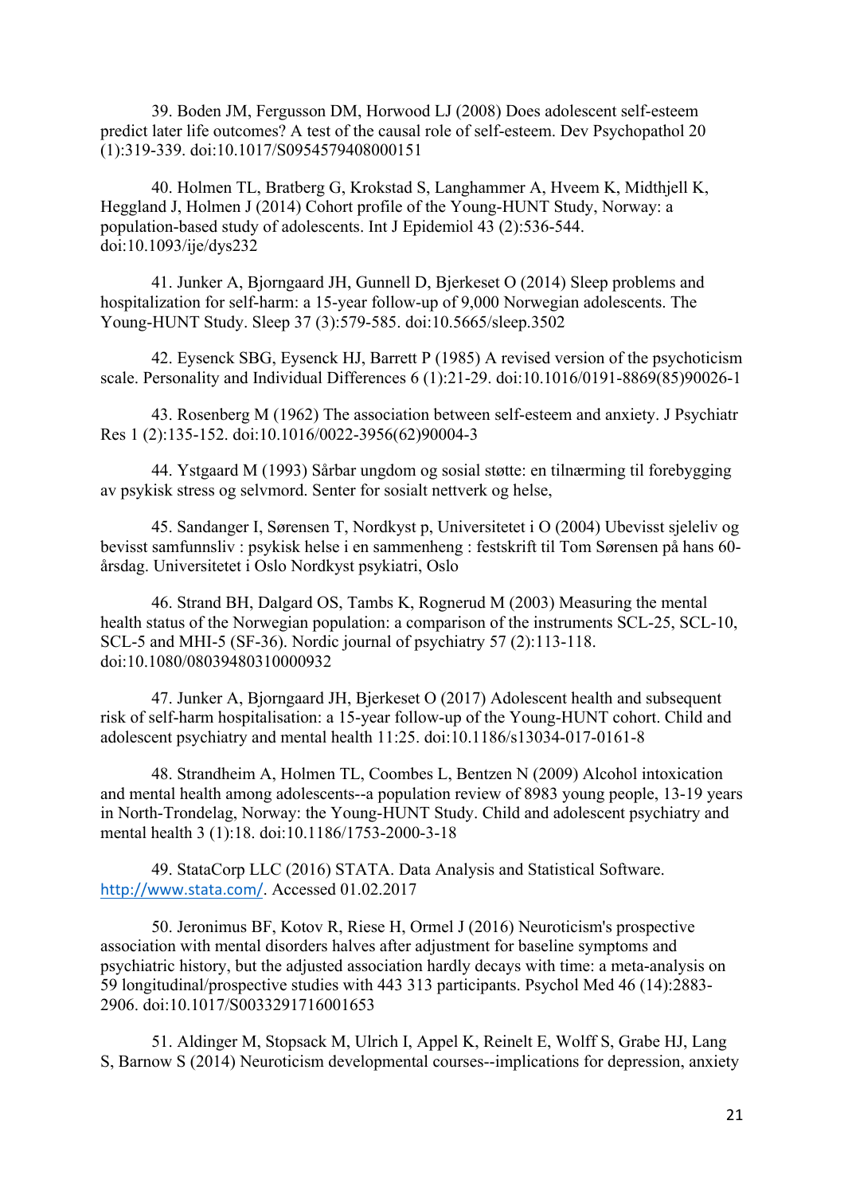39. Boden JM, Fergusson DM, Horwood LJ (2008) Does adolescent self-esteem predict later life outcomes? A test of the causal role of self-esteem. Dev Psychopathol 20 (1):319-339. doi:10.1017/S0954579408000151

40. Holmen TL, Bratberg G, Krokstad S, Langhammer A, Hveem K, Midthjell K, Heggland J, Holmen J (2014) Cohort profile of the Young-HUNT Study, Norway: a population-based study of adolescents. Int J Epidemiol 43 (2):536-544. doi:10.1093/ije/dys232

41. Junker A, Bjorngaard JH, Gunnell D, Bjerkeset O (2014) Sleep problems and hospitalization for self-harm: a 15-year follow-up of 9,000 Norwegian adolescents. The Young-HUNT Study. Sleep 37 (3):579-585. doi:10.5665/sleep.3502

42. Eysenck SBG, Eysenck HJ, Barrett P (1985) A revised version of the psychoticism scale. Personality and Individual Differences 6 (1):21-29. doi:10.1016/0191-8869(85)90026-1

43. Rosenberg M (1962) The association between self-esteem and anxiety. J Psychiatr Res 1 (2):135-152. doi:10.1016/0022-3956(62)90004-3

44. Ystgaard M (1993) Sårbar ungdom og sosial støtte: en tilnærming til forebygging av psykisk stress og selvmord. Senter for sosialt nettverk og helse,

45. Sandanger I, Sørensen T, Nordkyst p, Universitetet i O (2004) Ubevisst sjeleliv og bevisst samfunnsliv : psykisk helse i en sammenheng : festskrift til Tom Sørensen på hans 60-årsdag. Universitetet i Oslo Nordkyst psykiatri, Oslo

46. Strand BH, Dalgard OS, Tambs K, Rognerud M (2003) Measuring the mental health status of the Norwegian population: a comparison of the instruments SCL-25, SCL-10, SCL-5 and MHI-5 (SF-36). Nordic journal of psychiatry 57 (2):113-118. doi:10.1080/08039480310000932

47. Junker A, Bjorngaard JH, Bjerkeset O (2017) Adolescent health and subsequent risk of self-harm hospitalisation: a 15-year follow-up of the Young-HUNT cohort. Child and adolescent psychiatry and mental health 11:25. doi:10.1186/s13034-017-0161-8

48. Strandheim A, Holmen TL, Coombes L, Bentzen N (2009) Alcohol intoxication and mental health among adolescents--a population review of 8983 young people, 13-19 years in North-Trondelag, Norway: the Young-HUNT Study. Child and adolescent psychiatry and mental health 3 (1):18. doi:10.1186/1753-2000-3-18

49. StataCorp LLC (2016) STATA. Data Analysis and Statistical Software. http://www.stata.com/. Accessed 01.02.2017

50. Jeronimus BF, Kotov R, Riese H, Ormel J (2016) Neuroticism's prospective association with mental disorders halves after adjustment for baseline symptoms and psychiatric history, but the adjusted association hardly decays with time: a meta-analysis on 59 longitudinal/prospective studies with 443 313 participants. Psychol Med 46 (14):2883-2906. doi:10.1017/S0033291716001653

51. Aldinger M, Stopsack M, Ulrich I, Appel K, Reinelt E, Wolff S, Grabe HJ, Lang S, Barnow S (2014) Neuroticism developmental courses--implications for depression, anxiety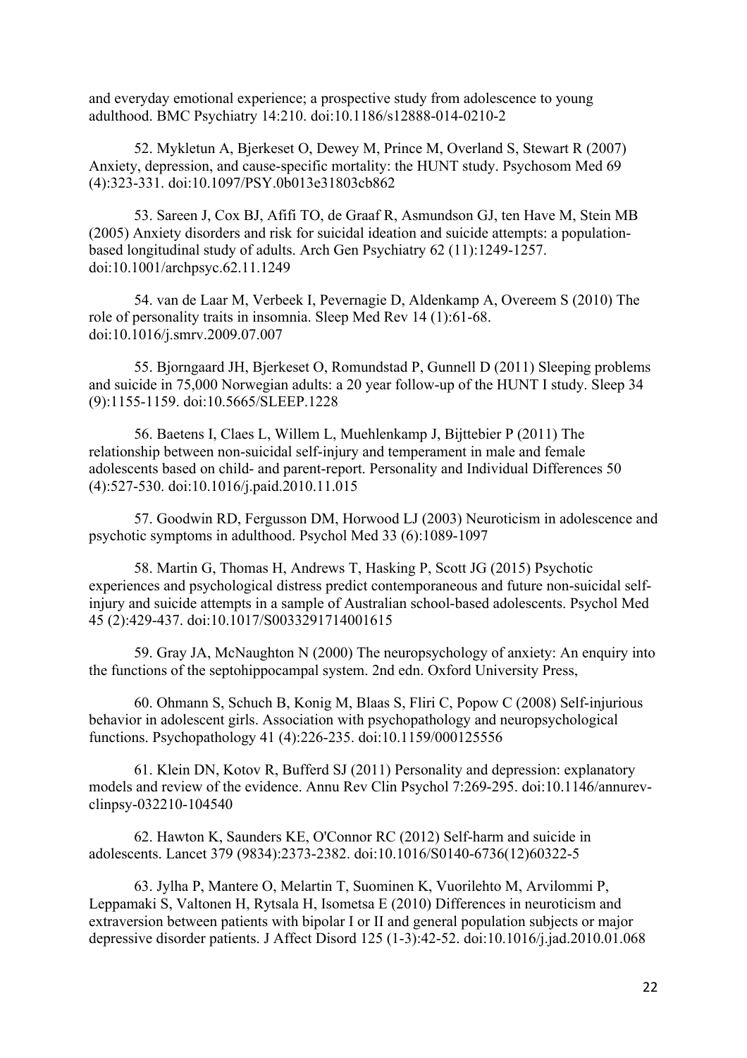and everyday emotional experience; a prospective study from adolescence to young adulthood. BMC Psychiatry 14:210. doi:10.1186/s12888-014-0210-2

52. Mykletun A, Bjerkeset O, Dewey M, Prince M, Overland S, Stewart R (2007) Anxiety, depression, and cause-specific mortality: the HUNT study. Psychosom Med 69 (4):323-331. doi:10.1097/PSY.0b013e31803cb862

53. Sareen J, Cox BJ, Afifi TO, de Graaf R, Asmundson GJ, ten Have M, Stein MB (2005) Anxiety disorders and risk for suicidal ideation and suicide attempts: a population-based longitudinal study of adults. Arch Gen Psychiatry 62 (11):1249-1257. doi:10.1001/archpsyc.62.11.1249

54. van de Laar M, Verbeek I, Pevernagie D, Aldenkamp A, Overeem S (2010) The role of personality traits in insomnia. Sleep Med Rev 14 (1):61-68. doi:10.1016/j.smrv.2009.07.007

55. Bjorngaard JH, Bjerkeset O, Romundstad P, Gunnell D (2011) Sleeping problems and suicide in 75,000 Norwegian adults: a 20 year follow-up of the HUNT I study. Sleep 34 (9):1155-1159. doi:10.5665/SLEEP.1228

56. Baetens I, Claes L, Willem L, Muehlenkamp J, Bijttebier P (2011) The relationship between non-suicidal self-injury and temperament in male and female adolescents based on child- and parent-report. Personality and Individual Differences 50 (4):527-530. doi:10.1016/j.paid.2010.11.015

57. Goodwin RD, Fergusson DM, Horwood LJ (2003) Neuroticism in adolescence and psychotic symptoms in adulthood. Psychol Med 33 (6):1089-1097

58. Martin G, Thomas H, Andrews T, Hasking P, Scott JG (2015) Psychotic experiences and psychological distress predict contemporaneous and future non-suicidal self-injury and suicide attempts in a sample of Australian school-based adolescents. Psychol Med 45 (2):429-437. doi:10.1017/S0033291714001615

59. Gray JA, McNaughton N (2000) The neuropsychology of anxiety: An enquiry into the functions of the septohippocampal system. 2nd edn. Oxford University Press,

60. Ohmann S, Schuch B, Konig M, Blaas S, Fliri C, Popow C (2008) Self-injurious behavior in adolescent girls. Association with psychopathology and neuropsychological functions. Psychopathology 41 (4):226-235. doi:10.1159/000125556

61. Klein DN, Kotov R, Bufferd SJ (2011) Personality and depression: explanatory models and review of the evidence. Annu Rev Clin Psychol 7:269-295. doi:10.1146/annurev-clinpsy-032210-104540

62. Hawton K, Saunders KE, O'Connor RC (2012) Self-harm and suicide in adolescents. Lancet 379 (9834):2373-2382. doi:10.1016/S0140-6736(12)60322-5

63. Jylha P, Mantere O, Melartin T, Suominen K, Vuorilehto M, Arvilommi P, Leppamaki S, Valtonen H, Rytsala H, Isometsa E (2010) Differences in neuroticism and extraversion between patients with bipolar I or II and general population subjects or major depressive disorder patients. J Affect Disord 125 (1-3):42-52. doi:10.1016/j.jad.2010.01.068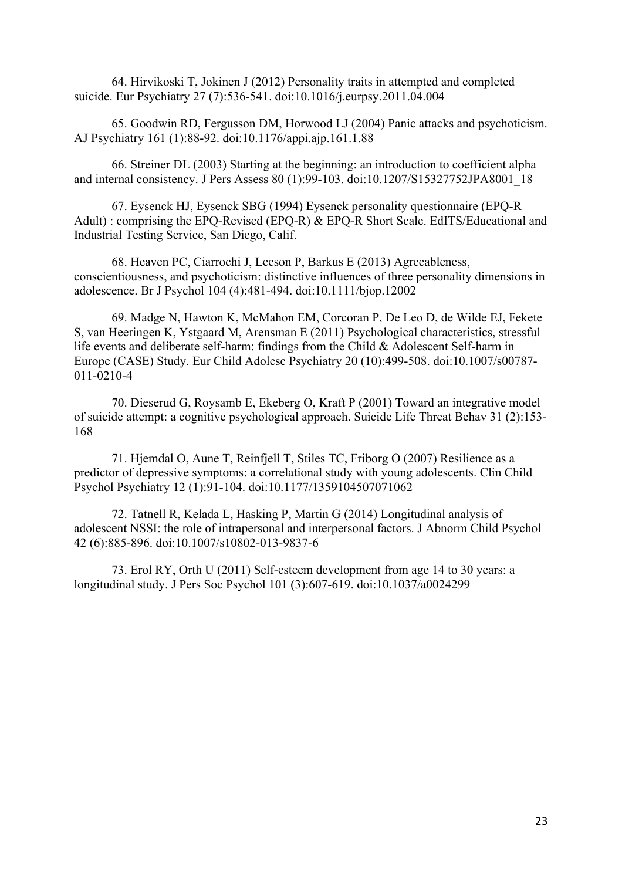64. Hirvikoski T, Jokinen J (2012) Personality traits in attempted and completed suicide. Eur Psychiatry 27 (7):536-541. doi:10.1016/j.eurpsy.2011.04.004

65. Goodwin RD, Fergusson DM, Horwood LJ (2004) Panic attacks and psychoticism. AJ Psychiatry 161 (1):88-92. doi:10.1176/appi.ajp.161.1.88

66. Streiner DL (2003) Starting at the beginning: an introduction to coefficient alpha and internal consistency. J Pers Assess 80 (1):99-103. doi:10.1207/S15327752JPA8001_18

67. Eysenck HJ, Eysenck SBG (1994) Eysenck personality questionnaire (EPQ-R Adult) : comprising the EPQ-Revised (EPQ-R) & EPQ-R Short Scale. EdITS/Educational and Industrial Testing Service, San Diego, Calif.

68. Heaven PC, Ciarrochi J, Leeson P, Barkus E (2013) Agreeableness, conscientiousness, and psychoticism: distinctive influences of three personality dimensions in adolescence. Br J Psychol 104 (4):481-494. doi:10.1111/bjop.12002

69. Madge N, Hawton K, McMahon EM, Corcoran P, De Leo D, de Wilde EJ, Fekete S, van Heeringen K, Ystgaard M, Arensman E (2011) Psychological characteristics, stressful life events and deliberate self-harm: findings from the Child & Adolescent Self-harm in Europe (CASE) Study. Eur Child Adolesc Psychiatry 20 (10):499-508. doi:10.1007/s00787-011-0210-4

70. Dieserud G, Roysamb E, Ekeberg O, Kraft P (2001) Toward an integrative model of suicide attempt: a cognitive psychological approach. Suicide Life Threat Behav 31 (2):153-168

71. Hjemdal O, Aune T, Reinfjell T, Stiles TC, Friborg O (2007) Resilience as a predictor of depressive symptoms: a correlational study with young adolescents. Clin Child Psychol Psychiatry 12 (1):91-104. doi:10.1177/1359104507071062

72. Tatnell R, Kelada L, Hasking P, Martin G (2014) Longitudinal analysis of adolescent NSSI: the role of intrapersonal and interpersonal factors. J Abnorm Child Psychol 42 (6):885-896. doi:10.1007/s10802-013-9837-6

73. Erol RY, Orth U (2011) Self-esteem development from age 14 to 30 years: a longitudinal study. J Pers Soc Psychol 101 (3):607-619. doi:10.1037/a0024299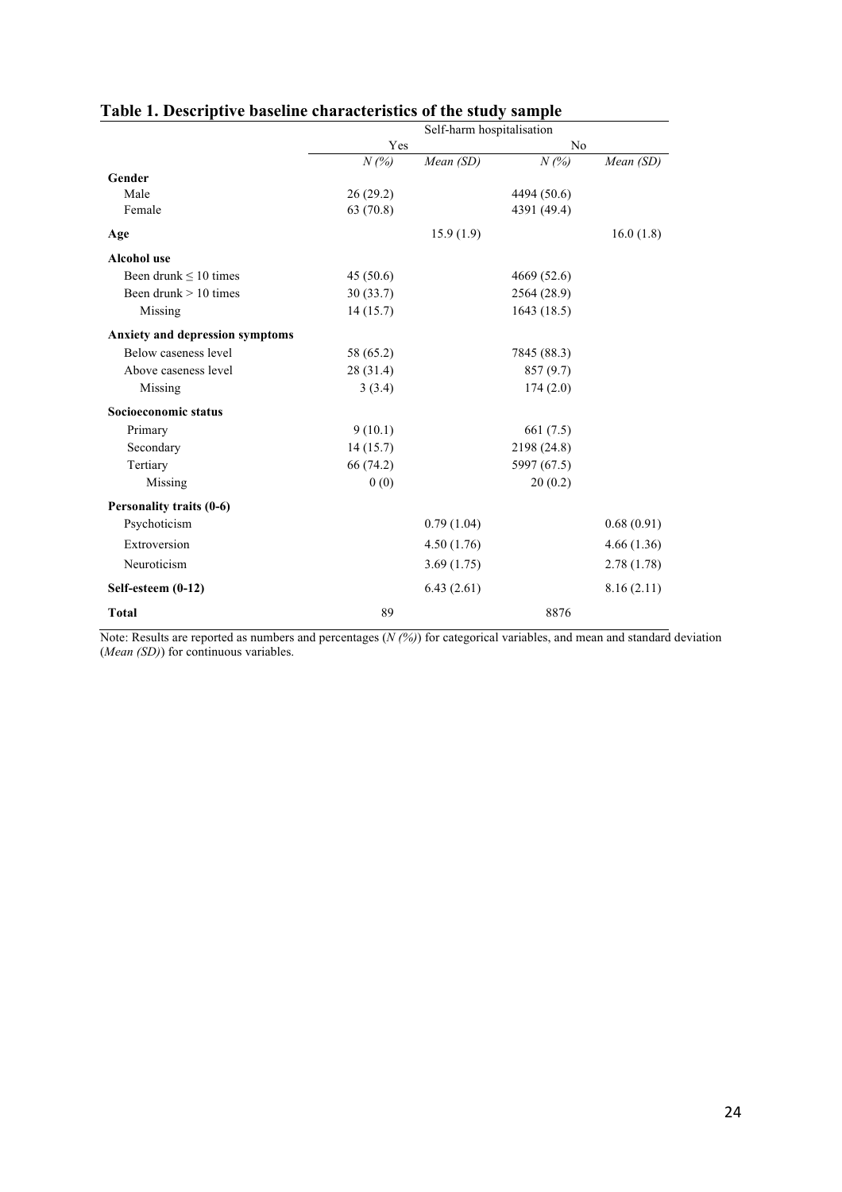**Table 1. Descriptive baseline characteristics of the study sample**

| | Self-harm hospitalisation | | | |
|---|---|---|---|---|
| | Yes | | No | |
| | *N (%)* | *Mean (SD)* | *N (%)* | *Mean (SD)* |
| **Gender** | | | | |
| Male | 26 (29.2) | | 4494 (50.6) | |
| Female | 63 (70.8) | | 4391 (49.4) | |
| **Age** | | 15.9 (1.9) | | 16.0 (1.8) |
| **Alcohol use** | | | | |
| Been drunk ≤ 10 times | 45 (50.6) | | 4669 (52.6) | |
| Been drunk > 10 times | 30 (33.7) | | 2564 (28.9) | |
| Missing | 14 (15.7) | | 1643 (18.5) | |
| **Anxiety and depression symptoms** | | | | |
| Below caseness level | 58 (65.2) | | 7845 (88.3) | |
| Above caseness level | 28 (31.4) | | 857 (9.7) | |
| Missing | 3 (3.4) | | 174 (2.0) | |
| **Socioeconomic status** | | | | |
| Primary | 9 (10.1) | | 661 (7.5) | |
| Secondary | 14 (15.7) | | 2198 (24.8) | |
| Tertiary | 66 (74.2) | | 5997 (67.5) | |
| Missing | 0 (0) | | 20 (0.2) | |
| **Personality traits (0-6)** | | | | |
| Psychoticism | | 0.79 (1.04) | | 0.68 (0.91) |
| Extroversion | | 4.50 (1.76) | | 4.66 (1.36) |
| Neuroticism | | 3.69 (1.75) | | 2.78 (1.78) |
| **Self-esteem (0-12)** | | 6.43 (2.61) | | 8.16 (2.11) |
| **Total** | 89 | | 8876 | |

Note: Results are reported as numbers and percentages (*N (%)*) for categorical variables, and mean and standard deviation (*Mean (SD)*) for continuous variables.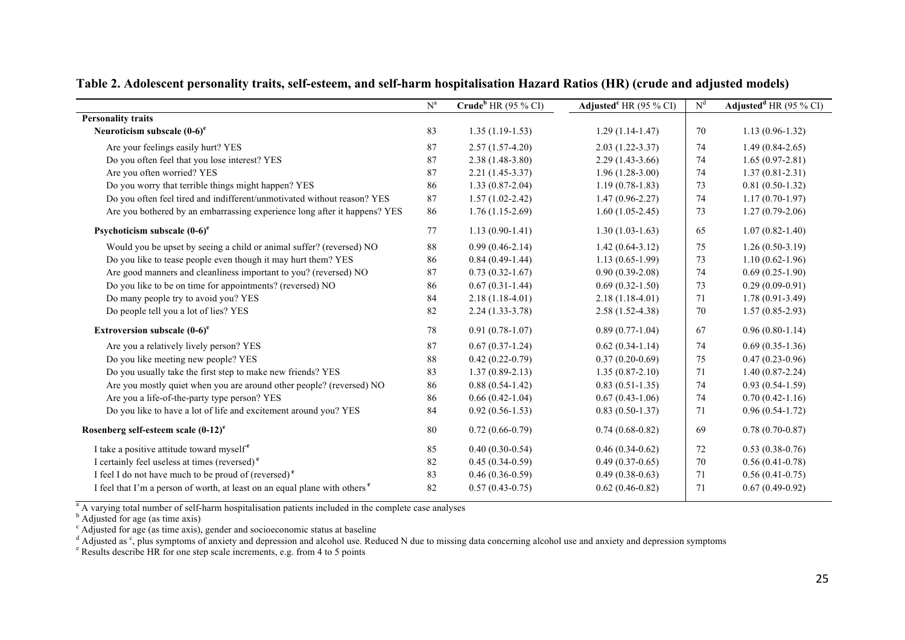## Table 2. Adolescent personality traits, self-esteem, and self-harm hospitalisation Hazard Ratios (HR) (crude and adjusted models)

| | N[a] | Crude[b] HR (95 % CI) | Adjusted[c] HR (95 % CI) | N[d] | Adjusted[d] HR (95 % CI) |
|---|---|---|---|---|---|
| **Personality traits** | | | | | |
| **Neuroticism subscale (0-6)[e]** | 83 | 1.35 (1.19-1.53) | 1.29 (1.14-1.47) | 70 | 1.13 (0.96-1.32) |
| Are your feelings easily hurt? YES | 87 | 2.57 (1.57-4.20) | 2.03 (1.22-3.37) | 74 | 1.49 (0.84-2.65) |
| Do you often feel that you lose interest? YES | 87 | 2.38 (1.48-3.80) | 2.29 (1.43-3.66) | 74 | 1.65 (0.97-2.81) |
| Are you often worried? YES | 87 | 2.21 (1.45-3.37) | 1.96 (1.28-3.00) | 74 | 1.37 (0.81-2.31) |
| Do you worry that terrible things might happen? YES | 86 | 1.33 (0.87-2.04) | 1.19 (0.78-1.83) | 73 | 0.81 (0.50-1.32) |
| Do you often feel tired and indifferent/unmotivated without reason? YES | 87 | 1.57 (1.02-2.42) | 1.47 (0.96-2.27) | 74 | 1.17 (0.70-1.97) |
| Are you bothered by an embarrassing experience long after it happens? YES | 86 | 1.76 (1.15-2.69) | 1.60 (1.05-2.45) | 73 | 1.27 (0.79-2.06) |
| **Psychoticism subscale (0-6)[e]** | 77 | 1.13 (0.90-1.41) | 1.30 (1.03-1.63) | 65 | 1.07 (0.82-1.40) |
| Would you be upset by seeing a child or animal suffer? (reversed) NO | 88 | 0.99 (0.46-2.14) | 1.42 (0.64-3.12) | 75 | 1.26 (0.50-3.19) |
| Do you like to tease people even though it may hurt them? YES | 86 | 0.84 (0.49-1.44) | 1.13 (0.65-1.99) | 73 | 1.10 (0.62-1.96) |
| Are good manners and cleanliness important to you? (reversed) NO | 87 | 0.73 (0.32-1.67) | 0.90 (0.39-2.08) | 74 | 0.69 (0.25-1.90) |
| Do you like to be on time for appointments? (reversed) NO | 86 | 0.67 (0.31-1.44) | 0.69 (0.32-1.50) | 73 | 0.29 (0.09-0.91) |
| Do many people try to avoid you? YES | 84 | 2.18 (1.18-4.01) | 2.18 (1.18-4.01) | 71 | 1.78 (0.91-3.49) |
| Do people tell you a lot of lies? YES | 82 | 2.24 (1.33-3.78) | 2.58 (1.52-4.38) | 70 | 1.57 (0.85-2.93) |
| **Extroversion subscale (0-6)[e]** | 78 | 0.91 (0.78-1.07) | 0.89 (0.77-1.04) | 67 | 0.96 (0.80-1.14) |
| Are you a relatively lively person? YES | 87 | 0.67 (0.37-1.24) | 0.62 (0.34-1.14) | 74 | 0.69 (0.35-1.36) |
| Do you like meeting new people? YES | 88 | 0.42 (0.22-0.79) | 0.37 (0.20-0.69) | 75 | 0.47 (0.23-0.96) |
| Do you usually take the first step to make new friends? YES | 83 | 1.37 (0.89-2.13) | 1.35 (0.87-2.10) | 71 | 1.40 (0.87-2.24) |
| Are you mostly quiet when you are around other people? (reversed) NO | 86 | 0.88 (0.54-1.42) | 0.83 (0.51-1.35) | 74 | 0.93 (0.54-1.59) |
| Are you a life-of-the-party type person? YES | 86 | 0.66 (0.42-1.04) | 0.67 (0.43-1.06) | 74 | 0.70 (0.42-1.16) |
| Do you like to have a lot of life and excitement around you? YES | 84 | 0.92 (0.56-1.53) | 0.83 (0.50-1.37) | 71 | 0.96 (0.54-1.72) |
| **Rosenberg self-esteem scale (0-12)[e]** | 80 | 0.72 (0.66-0.79) | 0.74 (0.68-0.82) | 69 | 0.78 (0.70-0.87) |
| I take a positive attitude toward myself[e] | 85 | 0.40 (0.30-0.54) | 0.46 (0.34-0.62) | 72 | 0.53 (0.38-0.76) |
| I certainly feel useless at times (reversed)[e] | 82 | 0.45 (0.34-0.59) | 0.49 (0.37-0.65) | 70 | 0.56 (0.41-0.78) |
| I feel I do not have much to be proud of (reversed)[e] | 83 | 0.46 (0.36-0.59) | 0.49 (0.38-0.63) | 71 | 0.56 (0.41-0.75) |
| I feel that I'm a person of worth, at least on an equal plane with others[e] | 82 | 0.57 (0.43-0.75) | 0.62 (0.46-0.82) | 71 | 0.67 (0.49-0.92) |

[a] A varying total number of self-harm hospitalisation patients included in the complete case analyses
[b] Adjusted for age (as time axis)
[c] Adjusted for age (as time axis), gender and socioeconomic status at baseline
[d] Adjusted as [c], plus symptoms of anxiety and depression and alcohol use. Reduced N due to missing data concerning alcohol use and anxiety and depression symptoms
[e] Results describe HR for one step scale increments, e.g. from 4 to 5 points